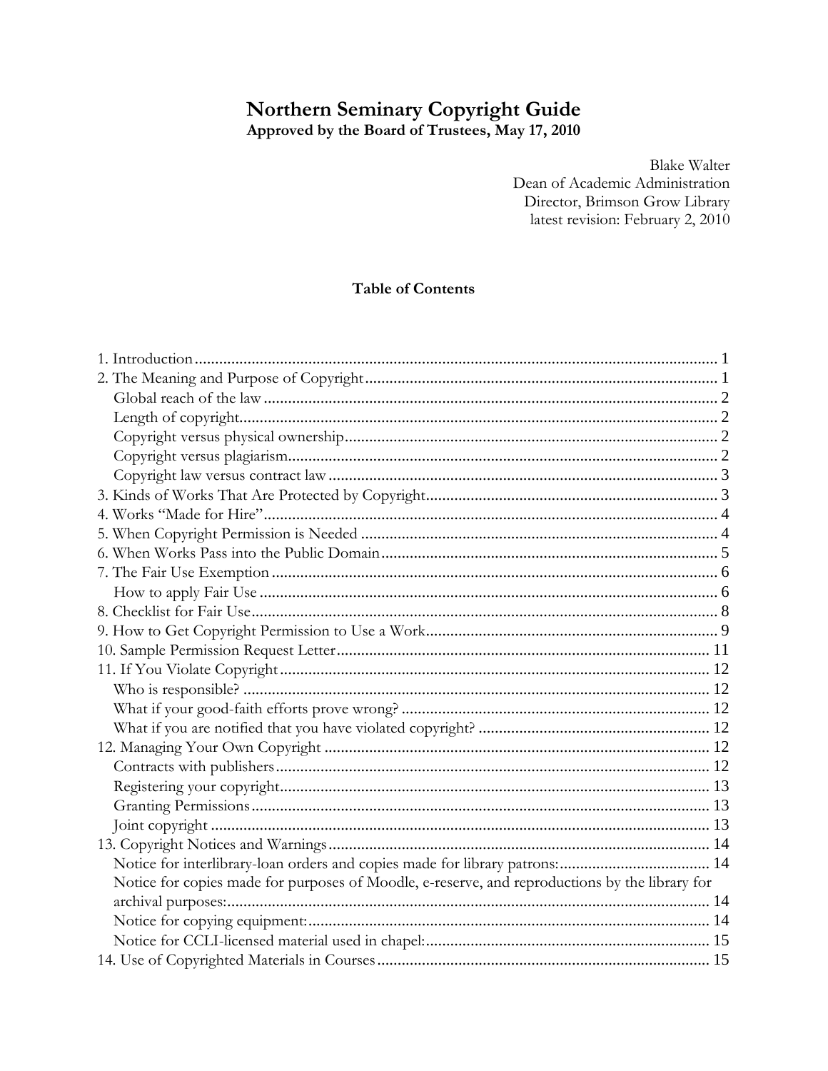# Northern Seminary Copyright Guide

**Approved by the Board of Trustees, May 17, 2010**

Blake Walter
Dean of Academic Administration
Director, Brimson Grow Library
latest revision: February 2, 2010

## Table of Contents

1. Introduction ..... 1
2. The Meaning and Purpose of Copyright ..... 1
   - Global reach of the law ..... 2
   - Length of copyright ..... 2
   - Copyright versus physical ownership ..... 2
   - Copyright versus plagiarism ..... 2
   - Copyright law versus contract law ..... 3
3. Kinds of Works That Are Protected by Copyright ..... 3
4. Works "Made for Hire" ..... 4
5. When Copyright Permission is Needed ..... 4
6. When Works Pass into the Public Domain ..... 5
7. The Fair Use Exemption ..... 6
   - How to apply Fair Use ..... 6
8. Checklist for Fair Use ..... 8
9. How to Get Copyright Permission to Use a Work ..... 9
10. Sample Permission Request Letter ..... 11
11. If You Violate Copyright ..... 12
    - Who is responsible? ..... 12
    - What if your good-faith efforts prove wrong? ..... 12
    - What if you are notified that you have violated copyright? ..... 12
12. Managing Your Own Copyright ..... 12
    - Contracts with publishers ..... 12
    - Registering your copyright ..... 13
    - Granting Permissions ..... 13
    - Joint copyright ..... 13
13. Copyright Notices and Warnings ..... 14
    - Notice for interlibrary-loan orders and copies made for library patrons: ..... 14
    - Notice for copies made for purposes of Moodle, e-reserve, and reproductions by the library for archival purposes: ..... 14
    - Notice for copying equipment: ..... 14
    - Notice for CCLI-licensed material used in chapel: ..... 15
14. Use of Copyrighted Materials in Courses ..... 15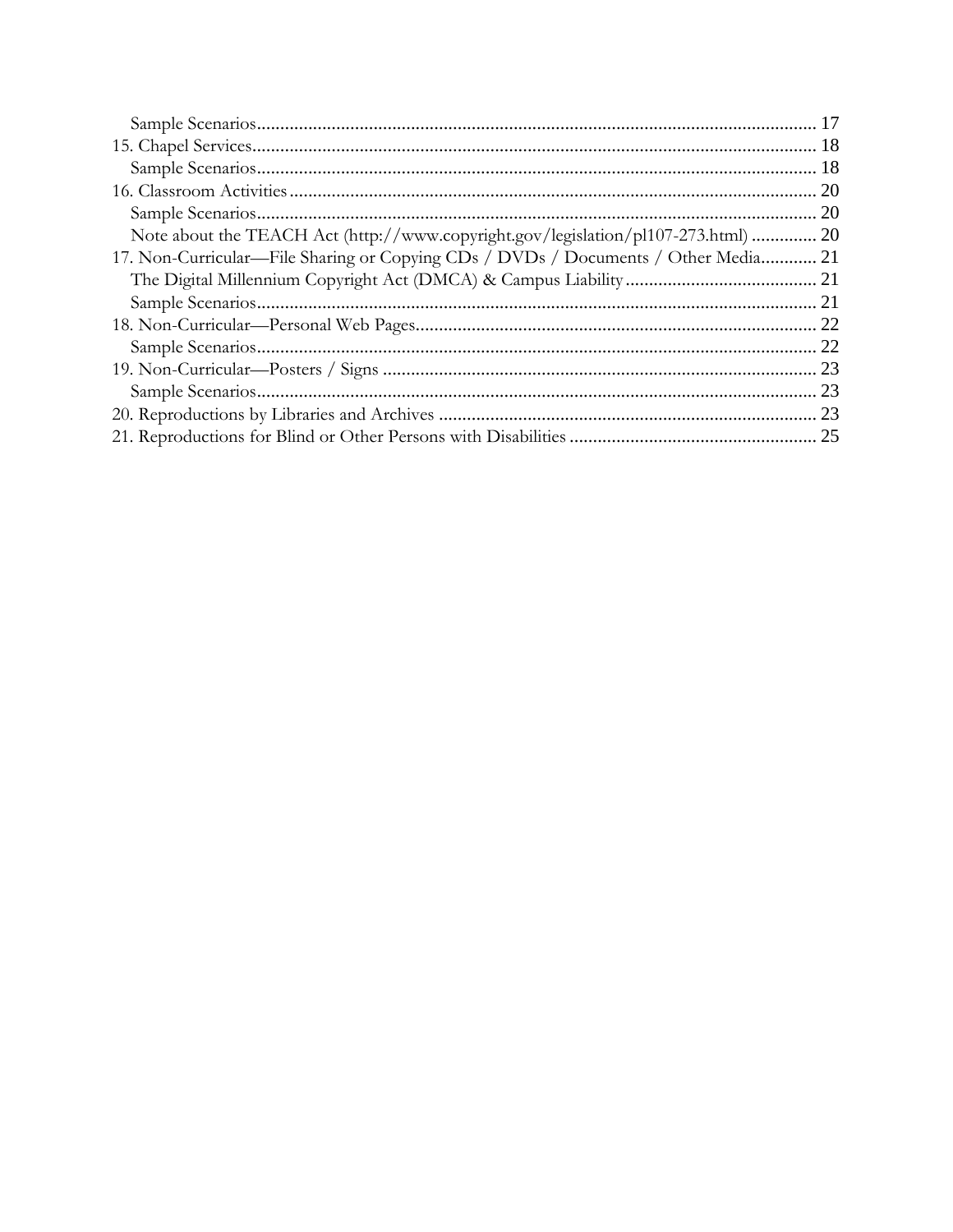Sample Scenarios .......... 17
15. Chapel Services .......... 18
Sample Scenarios .......... 18
16. Classroom Activities .......... 20
Sample Scenarios .......... 20
Note about the TEACH Act (http://www.copyright.gov/legislation/pl107-273.html) .......... 20
17. Non-Curricular—File Sharing or Copying CDs / DVDs / Documents / Other Media .......... 21
The Digital Millennium Copyright Act (DMCA) & Campus Liability .......... 21
Sample Scenarios .......... 21
18. Non-Curricular—Personal Web Pages .......... 22
Sample Scenarios .......... 22
19. Non-Curricular—Posters / Signs .......... 23
Sample Scenarios .......... 23
20. Reproductions by Libraries and Archives .......... 23
21. Reproductions for Blind or Other Persons with Disabilities .......... 25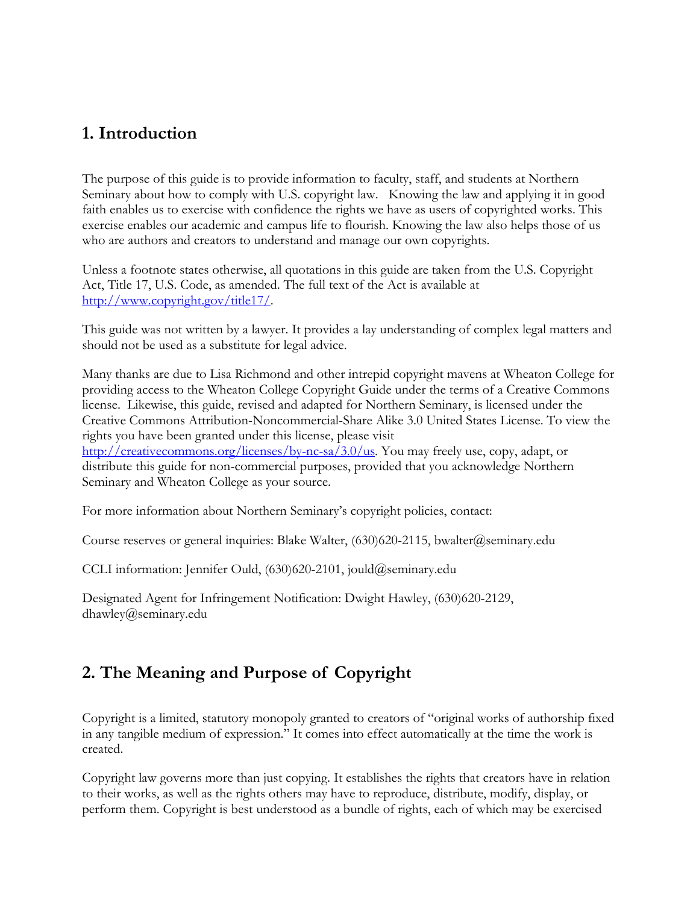## 1. Introduction

The purpose of this guide is to provide information to faculty, staff, and students at Northern Seminary about how to comply with U.S. copyright law. Knowing the law and applying it in good faith enables us to exercise with confidence the rights we have as users of copyrighted works. This exercise enables our academic and campus life to flourish. Knowing the law also helps those of us who are authors and creators to understand and manage our own copyrights.

Unless a footnote states otherwise, all quotations in this guide are taken from the U.S. Copyright Act, Title 17, U.S. Code, as amended. The full text of the Act is available at [http://www.copyright.gov/title17/](http://www.copyright.gov/title17/).

This guide was not written by a lawyer. It provides a lay understanding of complex legal matters and should not be used as a substitute for legal advice.

Many thanks are due to Lisa Richmond and other intrepid copyright mavens at Wheaton College for providing access to the Wheaton College Copyright Guide under the terms of a Creative Commons license. Likewise, this guide, revised and adapted for Northern Seminary, is licensed under the Creative Commons Attribution-Noncommercial-Share Alike 3.0 United States License. To view the rights you have been granted under this license, please visit [http://creativecommons.org/licenses/by-nc-sa/3.0/us](http://creativecommons.org/licenses/by-nc-sa/3.0/us). You may freely use, copy, adapt, or distribute this guide for non-commercial purposes, provided that you acknowledge Northern Seminary and Wheaton College as your source.

For more information about Northern Seminary's copyright policies, contact:

Course reserves or general inquiries: Blake Walter, (630)620-2115, bwalter@seminary.edu

CCLI information: Jennifer Ould, (630)620-2101, jould@seminary.edu

Designated Agent for Infringement Notification: Dwight Hawley, (630)620-2129, dhawley@seminary.edu

## 2. The Meaning and Purpose of Copyright

Copyright is a limited, statutory monopoly granted to creators of "original works of authorship fixed in any tangible medium of expression." It comes into effect automatically at the time the work is created.

Copyright law governs more than just copying. It establishes the rights that creators have in relation to their works, as well as the rights others may have to reproduce, distribute, modify, display, or perform them. Copyright is best understood as a bundle of rights, each of which may be exercised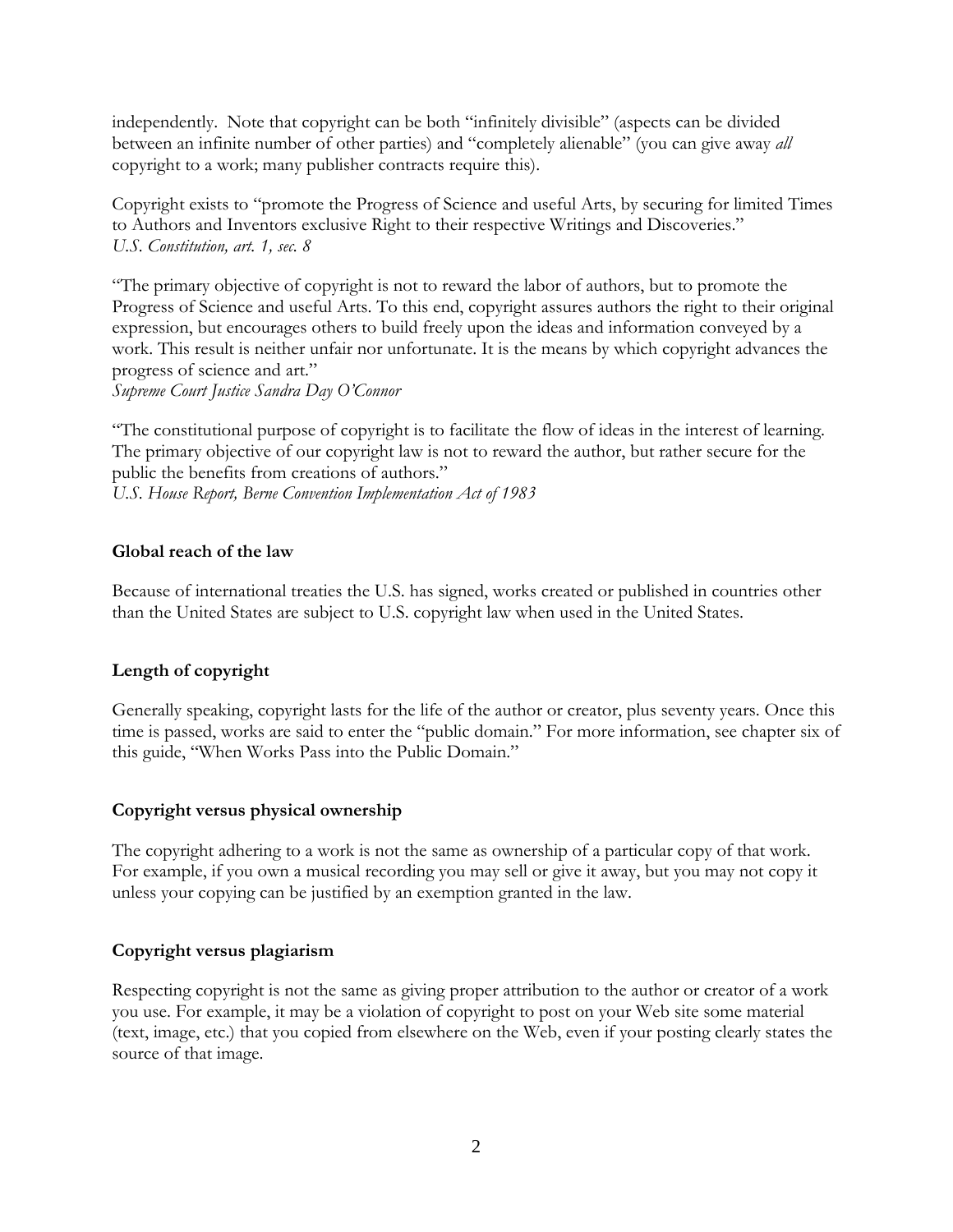independently. Note that copyright can be both "infinitely divisible" (aspects can be divided between an infinite number of other parties) and "completely alienable" (you can give away *all* copyright to a work; many publisher contracts require this).

Copyright exists to "promote the Progress of Science and useful Arts, by securing for limited Times to Authors and Inventors exclusive Right to their respective Writings and Discoveries."
*U.S. Constitution, art. 1, sec. 8*

"The primary objective of copyright is not to reward the labor of authors, but to promote the Progress of Science and useful Arts. To this end, copyright assures authors the right to their original expression, but encourages others to build freely upon the ideas and information conveyed by a work. This result is neither unfair nor unfortunate. It is the means by which copyright advances the progress of science and art."
*Supreme Court Justice Sandra Day O'Connor*

"The constitutional purpose of copyright is to facilitate the flow of ideas in the interest of learning. The primary objective of our copyright law is not to reward the author, but rather secure for the public the benefits from creations of authors."
*U.S. House Report, Berne Convention Implementation Act of 1983*

**Global reach of the law**

Because of international treaties the U.S. has signed, works created or published in countries other than the United States are subject to U.S. copyright law when used in the United States.

**Length of copyright**

Generally speaking, copyright lasts for the life of the author or creator, plus seventy years. Once this time is passed, works are said to enter the "public domain." For more information, see chapter six of this guide, "When Works Pass into the Public Domain."

**Copyright versus physical ownership**

The copyright adhering to a work is not the same as ownership of a particular copy of that work. For example, if you own a musical recording you may sell or give it away, but you may not copy it unless your copying can be justified by an exemption granted in the law.

**Copyright versus plagiarism**

Respecting copyright is not the same as giving proper attribution to the author or creator of a work you use. For example, it may be a violation of copyright to post on your Web site some material (text, image, etc.) that you copied from elsewhere on the Web, even if your posting clearly states the source of that image.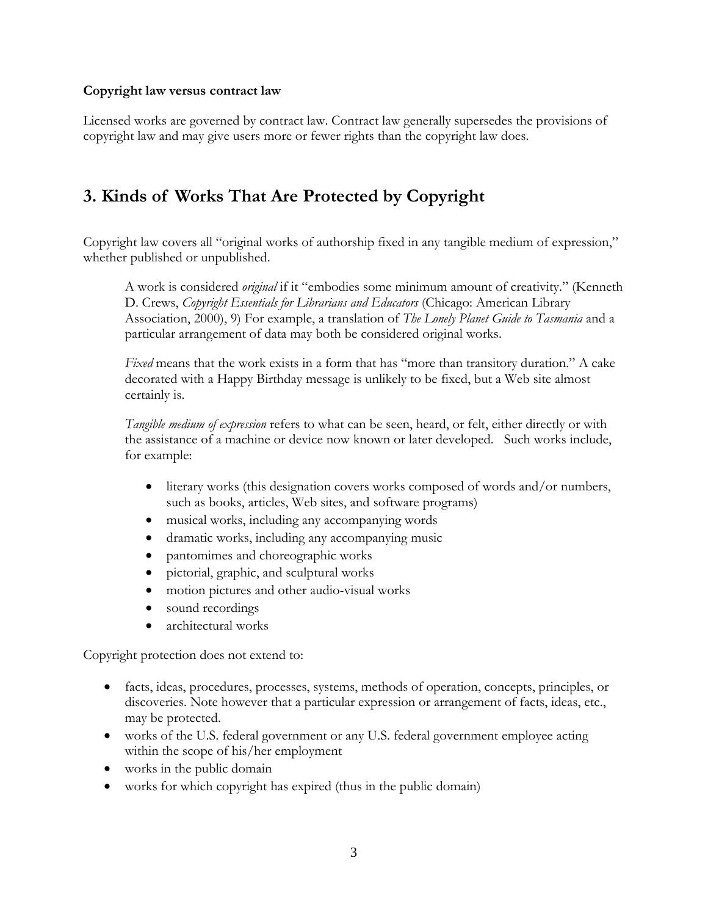**Copyright law versus contract law**

Licensed works are governed by contract law. Contract law generally supersedes the provisions of copyright law and may give users more or fewer rights than the copyright law does.

## 3. Kinds of Works That Are Protected by Copyright

Copyright law covers all "original works of authorship fixed in any tangible medium of expression," whether published or unpublished.

> A work is considered *original* if it "embodies some minimum amount of creativity." (Kenneth D. Crews, *Copyright Essentials for Librarians and Educators* (Chicago: American Library Association, 2000), 9) For example, a translation of *The Lonely Planet Guide to Tasmania* and a particular arrangement of data may both be considered original works.
>
> *Fixed* means that the work exists in a form that has "more than transitory duration." A cake decorated with a Happy Birthday message is unlikely to be fixed, but a Web site almost certainly is.
>
> *Tangible medium of expression* refers to what can be seen, heard, or felt, either directly or with the assistance of a machine or device now known or later developed. Such works include, for example:
>
> - literary works (this designation covers works composed of words and/or numbers, such as books, articles, Web sites, and software programs)
> - musical works, including any accompanying words
> - dramatic works, including any accompanying music
> - pantomimes and choreographic works
> - pictorial, graphic, and sculptural works
> - motion pictures and other audio-visual works
> - sound recordings
> - architectural works

Copyright protection does not extend to:

- facts, ideas, procedures, processes, systems, methods of operation, concepts, principles, or discoveries. Note however that a particular expression or arrangement of facts, ideas, etc., may be protected.
- works of the U.S. federal government or any U.S. federal government employee acting within the scope of his/her employment
- works in the public domain
- works for which copyright has expired (thus in the public domain)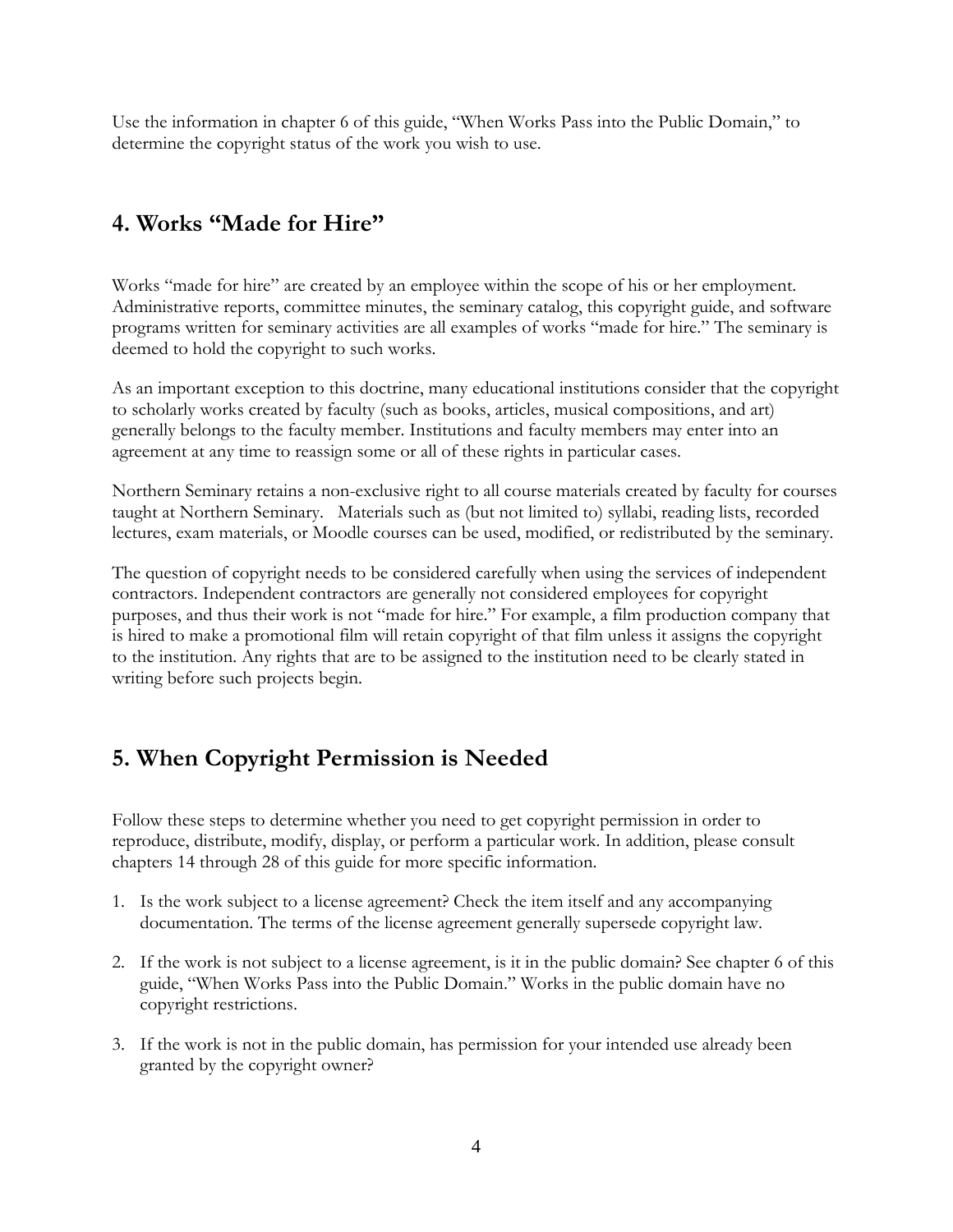Use the information in chapter 6 of this guide, "When Works Pass into the Public Domain," to determine the copyright status of the work you wish to use.

## 4. Works "Made for Hire"

Works "made for hire" are created by an employee within the scope of his or her employment. Administrative reports, committee minutes, the seminary catalog, this copyright guide, and software programs written for seminary activities are all examples of works "made for hire." The seminary is deemed to hold the copyright to such works.

As an important exception to this doctrine, many educational institutions consider that the copyright to scholarly works created by faculty (such as books, articles, musical compositions, and art) generally belongs to the faculty member. Institutions and faculty members may enter into an agreement at any time to reassign some or all of these rights in particular cases.

Northern Seminary retains a non-exclusive right to all course materials created by faculty for courses taught at Northern Seminary. Materials such as (but not limited to) syllabi, reading lists, recorded lectures, exam materials, or Moodle courses can be used, modified, or redistributed by the seminary.

The question of copyright needs to be considered carefully when using the services of independent contractors. Independent contractors are generally not considered employees for copyright purposes, and thus their work is not "made for hire." For example, a film production company that is hired to make a promotional film will retain copyright of that film unless it assigns the copyright to the institution. Any rights that are to be assigned to the institution need to be clearly stated in writing before such projects begin.

## 5. When Copyright Permission is Needed

Follow these steps to determine whether you need to get copyright permission in order to reproduce, distribute, modify, display, or perform a particular work. In addition, please consult chapters 14 through 28 of this guide for more specific information.

1. Is the work subject to a license agreement? Check the item itself and any accompanying documentation. The terms of the license agreement generally supersede copyright law.
2. If the work is not subject to a license agreement, is it in the public domain? See chapter 6 of this guide, "When Works Pass into the Public Domain." Works in the public domain have no copyright restrictions.
3. If the work is not in the public domain, has permission for your intended use already been granted by the copyright owner?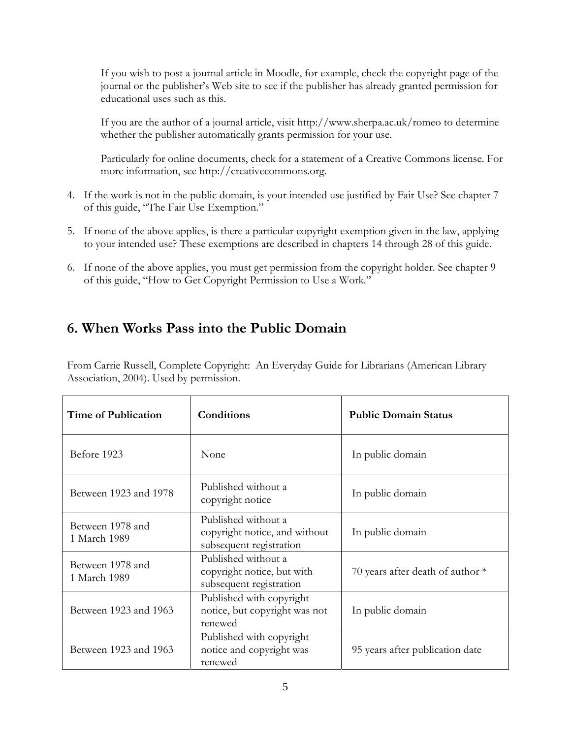If you wish to post a journal article in Moodle, for example, check the copyright page of the journal or the publisher's Web site to see if the publisher has already granted permission for educational uses such as this.

If you are the author of a journal article, visit http://www.sherpa.ac.uk/romeo to determine whether the publisher automatically grants permission for your use.

Particularly for online documents, check for a statement of a Creative Commons license. For more information, see http://creativecommons.org.

4. If the work is not in the public domain, is your intended use justified by Fair Use? See chapter 7 of this guide, "The Fair Use Exemption."

5. If none of the above applies, is there a particular copyright exemption given in the law, applying to your intended use? These exemptions are described in chapters 14 through 28 of this guide.

6. If none of the above applies, you must get permission from the copyright holder. See chapter 9 of this guide, "How to Get Copyright Permission to Use a Work."

## 6. When Works Pass into the Public Domain

From Carrie Russell, Complete Copyright: An Everyday Guide for Librarians (American Library Association, 2004). Used by permission.

| **Time of Publication** | **Conditions** | **Public Domain Status** |
|---|---|---|
| Before 1923 | None | In public domain |
| Between 1923 and 1978 | Published without a copyright notice | In public domain |
| Between 1978 and 1 March 1989 | Published without a copyright notice, and without subsequent registration | In public domain |
| Between 1978 and 1 March 1989 | Published without a copyright notice, but with subsequent registration | 70 years after death of author * |
| Between 1923 and 1963 | Published with copyright notice, but copyright was not renewed | In public domain |
| Between 1923 and 1963 | Published with copyright notice and copyright was renewed | 95 years after publication date |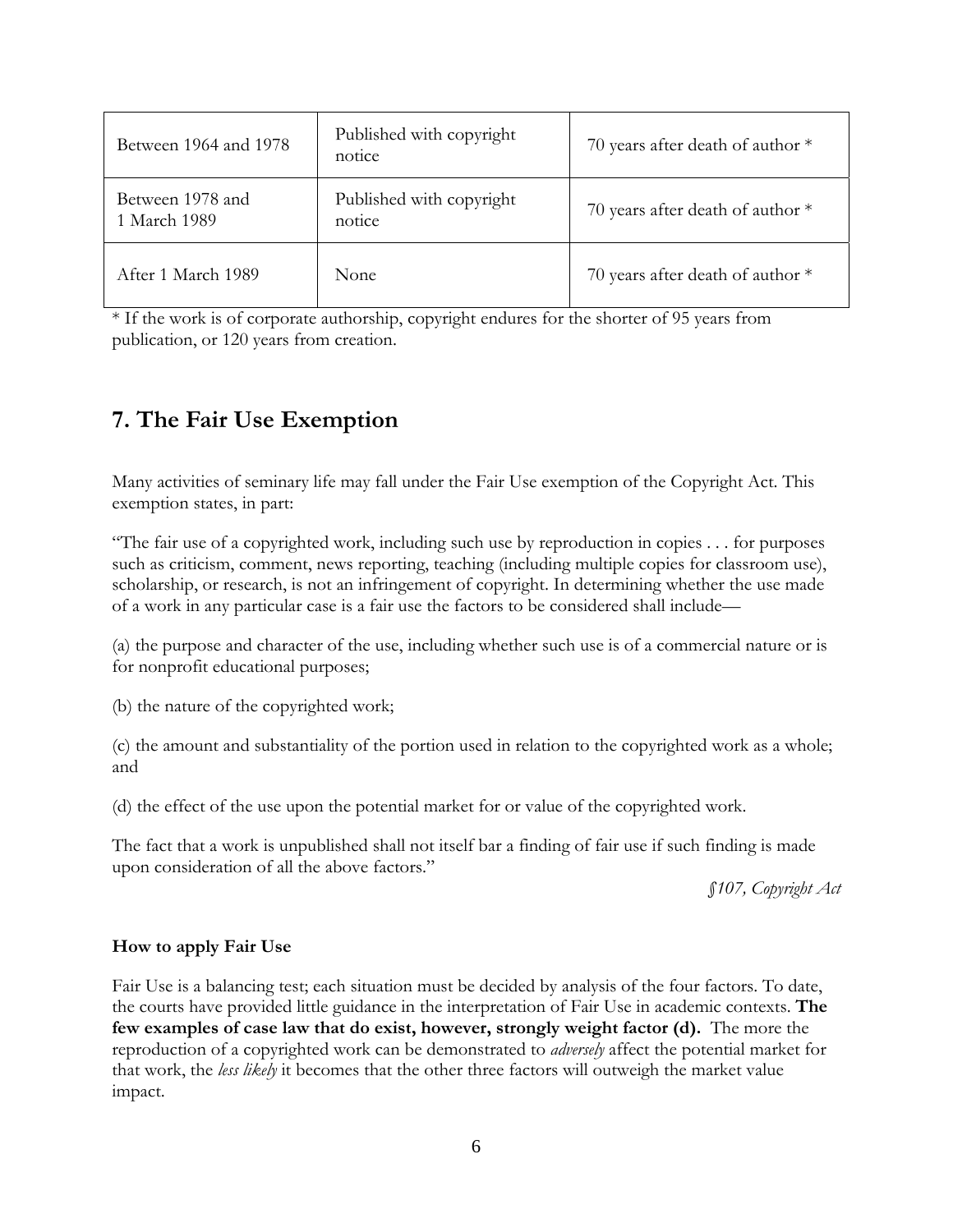| | | |
|---|---|---|
| Between 1964 and 1978 | Published with copyright notice | 70 years after death of author * |
| Between 1978 and 1 March 1989 | Published with copyright notice | 70 years after death of author * |
| After 1 March 1989 | None | 70 years after death of author * |

* If the work is of corporate authorship, copyright endures for the shorter of 95 years from publication, or 120 years from creation.

## 7. The Fair Use Exemption

Many activities of seminary life may fall under the Fair Use exemption of the Copyright Act. This exemption states, in part:

"The fair use of a copyrighted work, including such use by reproduction in copies . . . for purposes such as criticism, comment, news reporting, teaching (including multiple copies for classroom use), scholarship, or research, is not an infringement of copyright. In determining whether the use made of a work in any particular case is a fair use the factors to be considered shall include—

(a) the purpose and character of the use, including whether such use is of a commercial nature or is for nonprofit educational purposes;

(b) the nature of the copyrighted work;

(c) the amount and substantiality of the portion used in relation to the copyrighted work as a whole; and

(d) the effect of the use upon the potential market for or value of the copyrighted work.

The fact that a work is unpublished shall not itself bar a finding of fair use if such finding is made upon consideration of all the above factors."

*§107, Copyright Act*

**How to apply Fair Use**

Fair Use is a balancing test; each situation must be decided by analysis of the four factors. To date, the courts have provided little guidance in the interpretation of Fair Use in academic contexts. **The few examples of case law that do exist, however, strongly weight factor (d).** The more the reproduction of a copyrighted work can be demonstrated to *adversely* affect the potential market for that work, the *less likely* it becomes that the other three factors will outweigh the market value impact.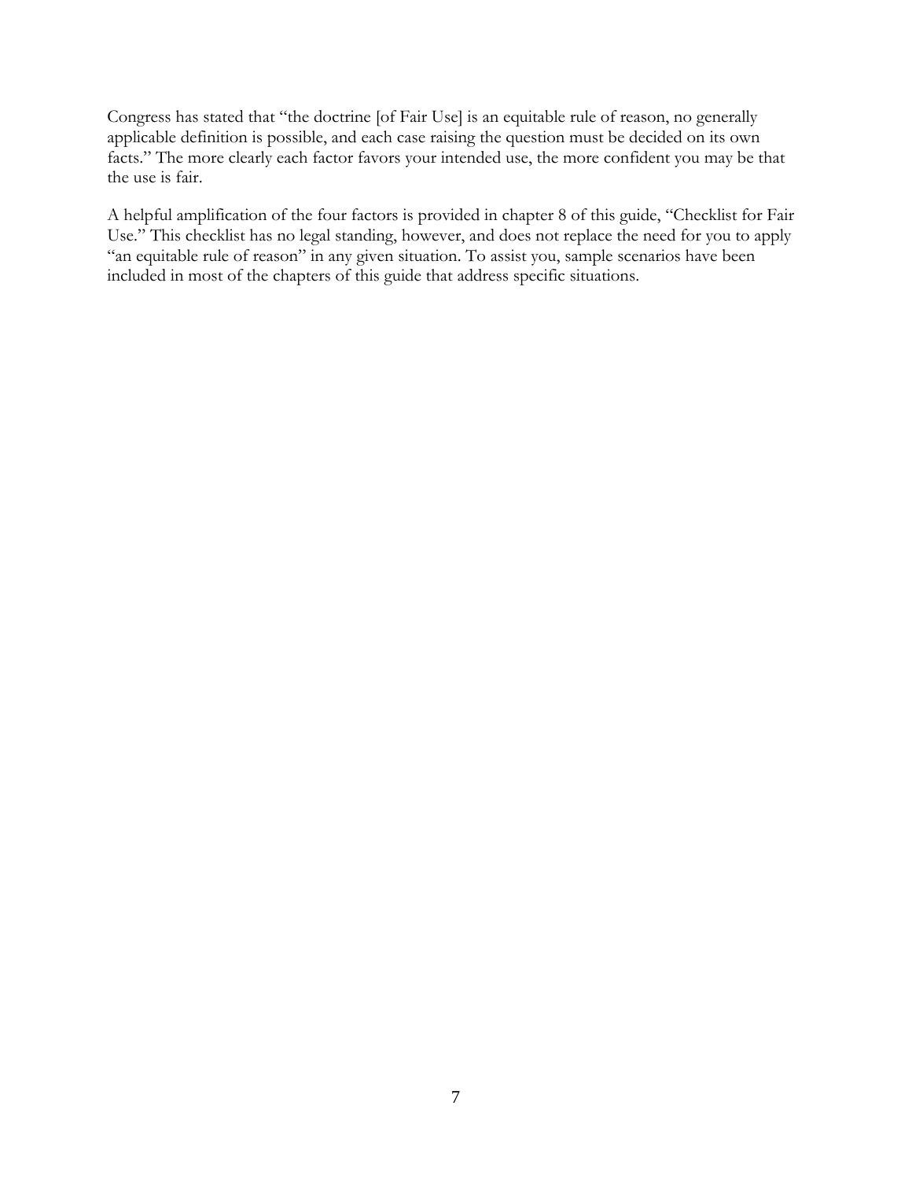Congress has stated that "the doctrine [of Fair Use] is an equitable rule of reason, no generally applicable definition is possible, and each case raising the question must be decided on its own facts." The more clearly each factor favors your intended use, the more confident you may be that the use is fair.

A helpful amplification of the four factors is provided in chapter 8 of this guide, "Checklist for Fair Use." This checklist has no legal standing, however, and does not replace the need for you to apply "an equitable rule of reason" in any given situation. To assist you, sample scenarios have been included in most of the chapters of this guide that address specific situations.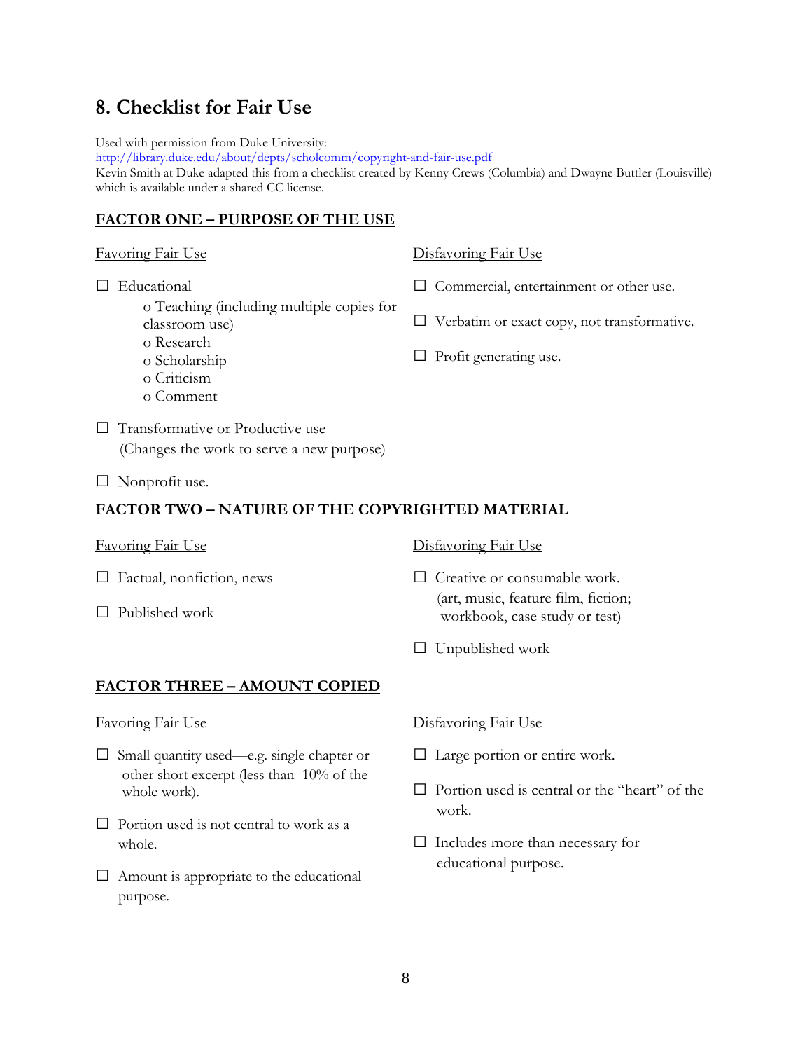## 8. Checklist for Fair Use

Used with permission from Duke University:
http://library.duke.edu/about/depts/scholcomm/copyright-and-fair-use.pdf
Kevin Smith at Duke adapted this from a checklist created by Kenny Crews (Columbia) and Dwayne Buttler (Louisville) which is available under a shared CC license.

### FACTOR ONE – PURPOSE OF THE USE

Favoring Fair Use

- ☐ Educational
  - o Teaching (including multiple copies for classroom use)
  - o Research
  - o Scholarship
  - o Criticism
  - o Comment
- ☐ Transformative or Productive use (Changes the work to serve a new purpose)
- ☐ Nonprofit use.

Disfavoring Fair Use

- ☐ Commercial, entertainment or other use.
- ☐ Verbatim or exact copy, not transformative.
- ☐ Profit generating use.

### FACTOR TWO – NATURE OF THE COPYRIGHTED MATERIAL

Favoring Fair Use

- ☐ Factual, nonfiction, news
- ☐ Published work

Disfavoring Fair Use

- ☐ Creative or consumable work. (art, music, feature film, fiction; workbook, case study or test)
- ☐ Unpublished work

### FACTOR THREE – AMOUNT COPIED

Favoring Fair Use

- ☐ Small quantity used—e.g. single chapter or other short excerpt (less than 10% of the whole work).
- ☐ Portion used is not central to work as a whole.
- ☐ Amount is appropriate to the educational purpose.

Disfavoring Fair Use

- ☐ Large portion or entire work.
- ☐ Portion used is central or the "heart" of the work.
- ☐ Includes more than necessary for educational purpose.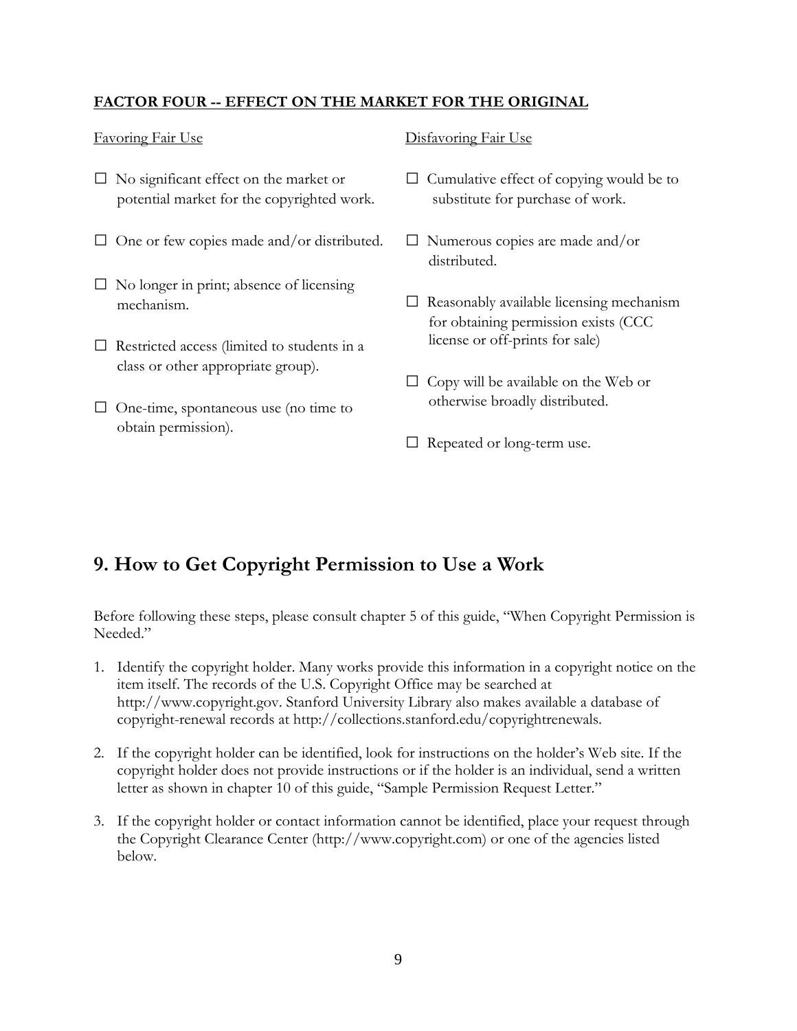**FACTOR FOUR -- EFFECT ON THE MARKET FOR THE ORIGINAL**

Favoring Fair Use

- ☐ No significant effect on the market or potential market for the copyrighted work.
- ☐ One or few copies made and/or distributed.
- ☐ No longer in print; absence of licensing mechanism.
- ☐ Restricted access (limited to students in a class or other appropriate group).
- ☐ One-time, spontaneous use (no time to obtain permission).

Disfavoring Fair Use

- ☐ Cumulative effect of copying would be to substitute for purchase of work.
- ☐ Numerous copies are made and/or distributed.
- ☐ Reasonably available licensing mechanism for obtaining permission exists (CCC license or off-prints for sale)
- ☐ Copy will be available on the Web or otherwise broadly distributed.
- ☐ Repeated or long-term use.

# 9. How to Get Copyright Permission to Use a Work

Before following these steps, please consult chapter 5 of this guide, "When Copyright Permission is Needed."

1. Identify the copyright holder. Many works provide this information in a copyright notice on the item itself. The records of the U.S. Copyright Office may be searched at http://www.copyright.gov. Stanford University Library also makes available a database of copyright-renewal records at http://collections.stanford.edu/copyrightrenewals.
2. If the copyright holder can be identified, look for instructions on the holder's Web site. If the copyright holder does not provide instructions or if the holder is an individual, send a written letter as shown in chapter 10 of this guide, "Sample Permission Request Letter."
3. If the copyright holder or contact information cannot be identified, place your request through the Copyright Clearance Center (http://www.copyright.com) or one of the agencies listed below.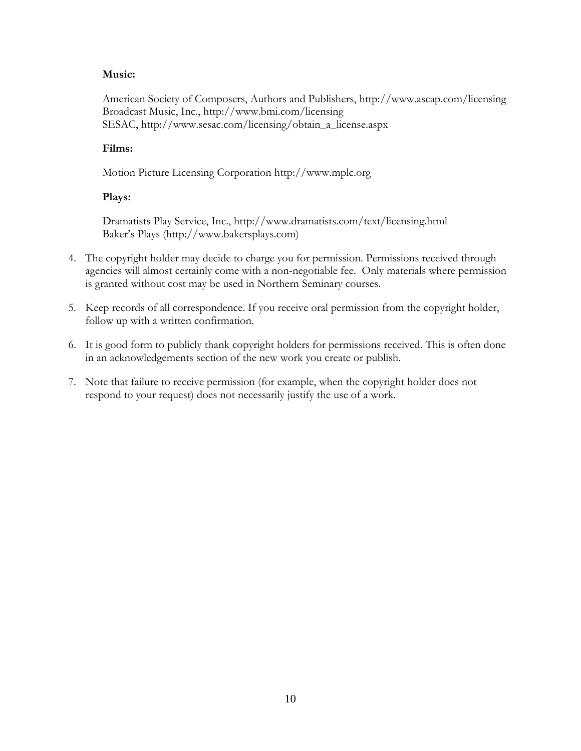**Music:**

American Society of Composers, Authors and Publishers, http://www.ascap.com/licensing
Broadcast Music, Inc., http://www.bmi.com/licensing
SESAC, http://www.sesac.com/licensing/obtain_a_license.aspx

**Films:**

Motion Picture Licensing Corporation http://www.mplc.org

**Plays:**

Dramatists Play Service, Inc., http://www.dramatists.com/text/licensing.html
Baker's Plays (http://www.bakersplays.com)

4. The copyright holder may decide to charge you for permission. Permissions received through agencies will almost certainly come with a non-negotiable fee. Only materials where permission is granted without cost may be used in Northern Seminary courses.

5. Keep records of all correspondence. If you receive oral permission from the copyright holder, follow up with a written confirmation.

6. It is good form to publicly thank copyright holders for permissions received. This is often done in an acknowledgements section of the new work you create or publish.

7. Note that failure to receive permission (for example, when the copyright holder does not respond to your request) does not necessarily justify the use of a work.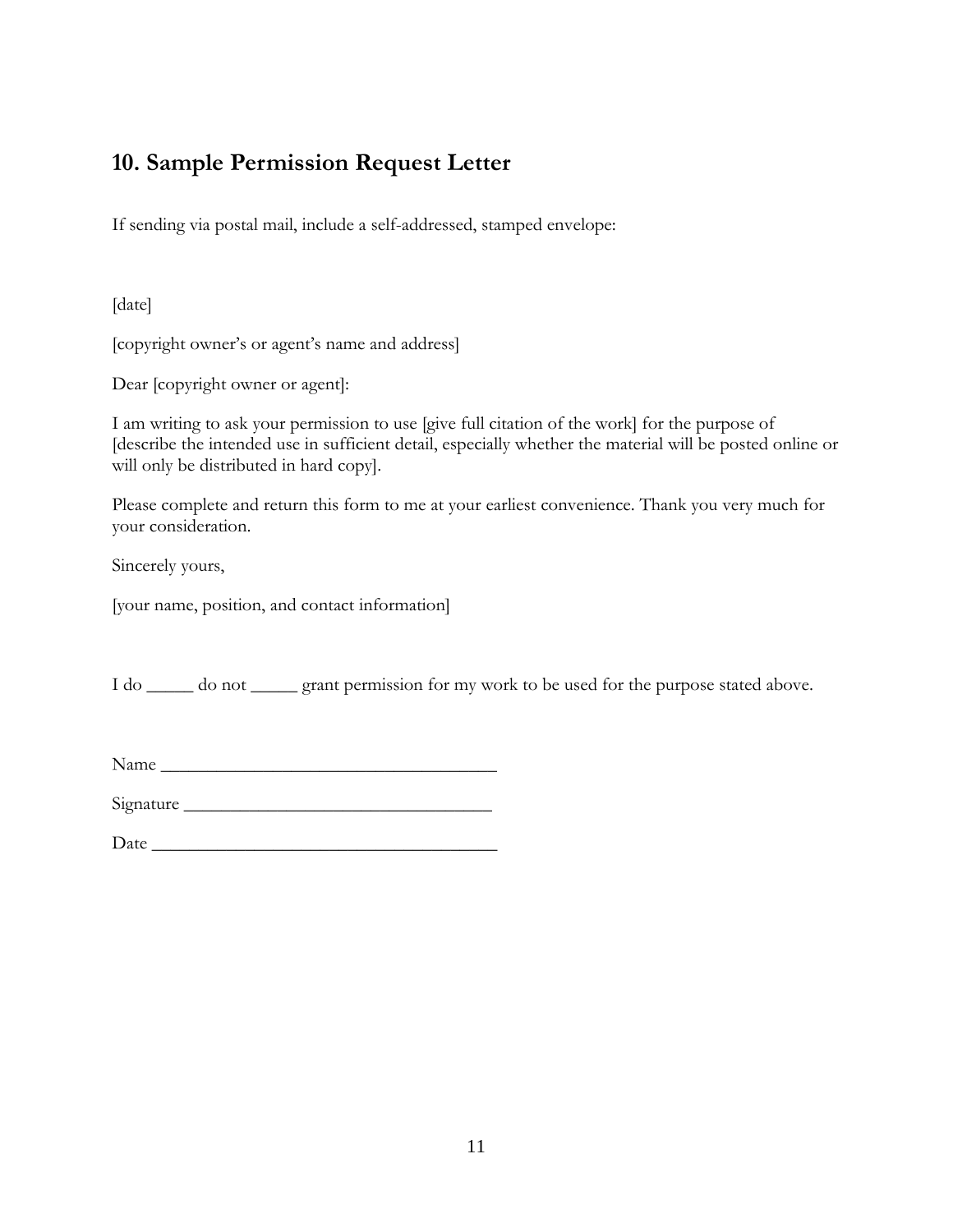## 10. Sample Permission Request Letter

If sending via postal mail, include a self-addressed, stamped envelope:

[date]

[copyright owner's or agent's name and address]

Dear [copyright owner or agent]:

I am writing to ask your permission to use [give full citation of the work] for the purpose of [describe the intended use in sufficient detail, especially whether the material will be posted online or will only be distributed in hard copy].

Please complete and return this form to me at your earliest convenience. Thank you very much for your consideration.

Sincerely yours,

[your name, position, and contact information]

I do _____ do not _____ grant permission for my work to be used for the purpose stated above.

Name ____________________________________

Signature _________________________________

Date _____________________________________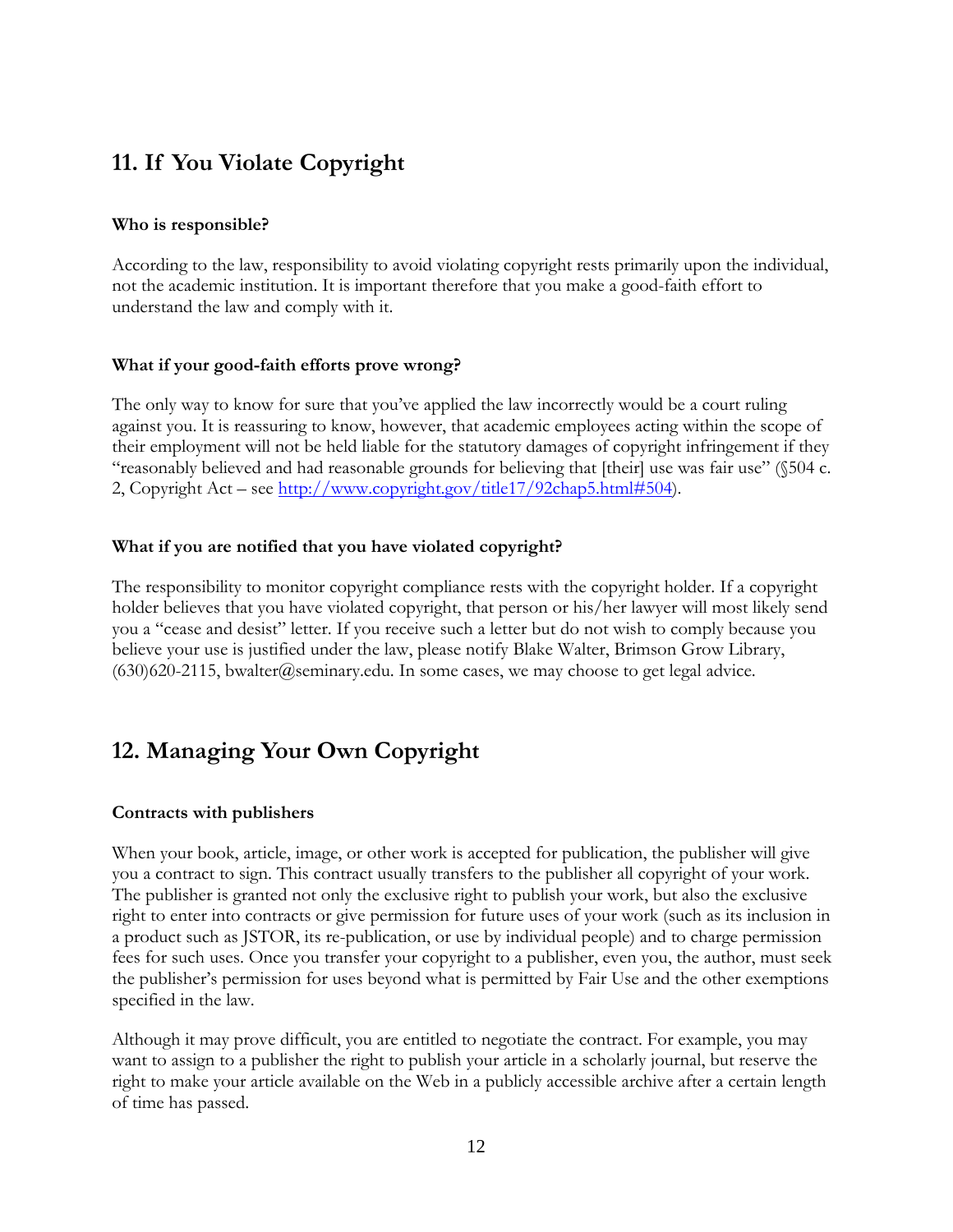## 11. If You Violate Copyright

**Who is responsible?**

According to the law, responsibility to avoid violating copyright rests primarily upon the individual, not the academic institution. It is important therefore that you make a good-faith effort to understand the law and comply with it.

**What if your good-faith efforts prove wrong?**

The only way to know for sure that you've applied the law incorrectly would be a court ruling against you. It is reassuring to know, however, that academic employees acting within the scope of their employment will not be held liable for the statutory damages of copyright infringement if they "reasonably believed and had reasonable grounds for believing that [their] use was fair use" (§504 c. 2, Copyright Act – see http://www.copyright.gov/title17/92chap5.html#504).

**What if you are notified that you have violated copyright?**

The responsibility to monitor copyright compliance rests with the copyright holder. If a copyright holder believes that you have violated copyright, that person or his/her lawyer will most likely send you a "cease and desist" letter. If you receive such a letter but do not wish to comply because you believe your use is justified under the law, please notify Blake Walter, Brimson Grow Library, (630)620-2115, bwalter@seminary.edu. In some cases, we may choose to get legal advice.

## 12. Managing Your Own Copyright

**Contracts with publishers**

When your book, article, image, or other work is accepted for publication, the publisher will give you a contract to sign. This contract usually transfers to the publisher all copyright of your work. The publisher is granted not only the exclusive right to publish your work, but also the exclusive right to enter into contracts or give permission for future uses of your work (such as its inclusion in a product such as JSTOR, its re-publication, or use by individual people) and to charge permission fees for such uses. Once you transfer your copyright to a publisher, even you, the author, must seek the publisher's permission for uses beyond what is permitted by Fair Use and the other exemptions specified in the law.

Although it may prove difficult, you are entitled to negotiate the contract. For example, you may want to assign to a publisher the right to publish your article in a scholarly journal, but reserve the right to make your article available on the Web in a publicly accessible archive after a certain length of time has passed.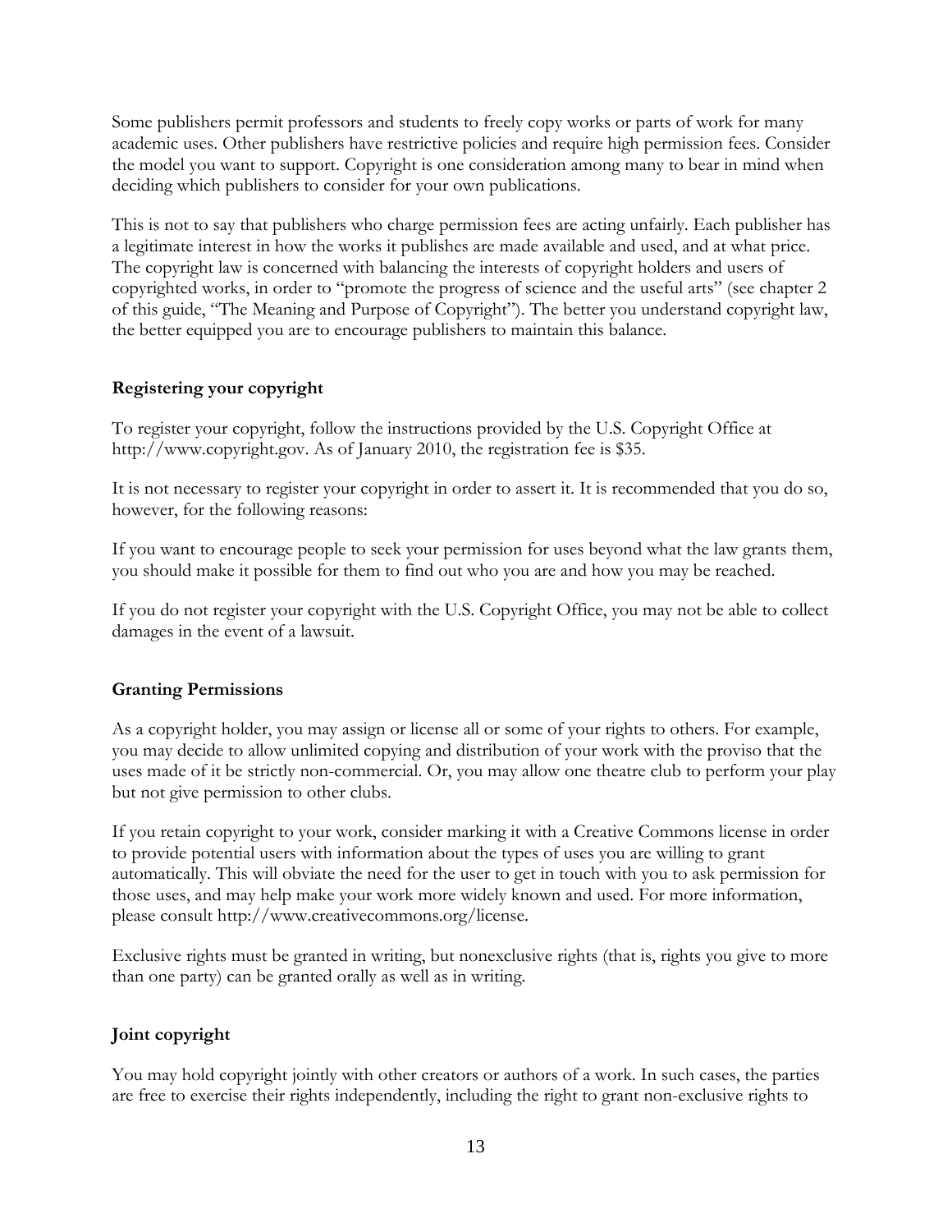Some publishers permit professors and students to freely copy works or parts of work for many academic uses. Other publishers have restrictive policies and require high permission fees. Consider the model you want to support. Copyright is one consideration among many to bear in mind when deciding which publishers to consider for your own publications.

This is not to say that publishers who charge permission fees are acting unfairly. Each publisher has a legitimate interest in how the works it publishes are made available and used, and at what price. The copyright law is concerned with balancing the interests of copyright holders and users of copyrighted works, in order to "promote the progress of science and the useful arts" (see chapter 2 of this guide, "The Meaning and Purpose of Copyright"). The better you understand copyright law, the better equipped you are to encourage publishers to maintain this balance.

### Registering your copyright

To register your copyright, follow the instructions provided by the U.S. Copyright Office at http://www.copyright.gov. As of January 2010, the registration fee is $35.

It is not necessary to register your copyright in order to assert it. It is recommended that you do so, however, for the following reasons:

If you want to encourage people to seek your permission for uses beyond what the law grants them, you should make it possible for them to find out who you are and how you may be reached.

If you do not register your copyright with the U.S. Copyright Office, you may not be able to collect damages in the event of a lawsuit.

### Granting Permissions

As a copyright holder, you may assign or license all or some of your rights to others. For example, you may decide to allow unlimited copying and distribution of your work with the proviso that the uses made of it be strictly non-commercial. Or, you may allow one theatre club to perform your play but not give permission to other clubs.

If you retain copyright to your work, consider marking it with a Creative Commons license in order to provide potential users with information about the types of uses you are willing to grant automatically. This will obviate the need for the user to get in touch with you to ask permission for those uses, and may help make your work more widely known and used. For more information, please consult http://www.creativecommons.org/license.

Exclusive rights must be granted in writing, but nonexclusive rights (that is, rights you give to more than one party) can be granted orally as well as in writing.

### Joint copyright

You may hold copyright jointly with other creators or authors of a work. In such cases, the parties are free to exercise their rights independently, including the right to grant non-exclusive rights to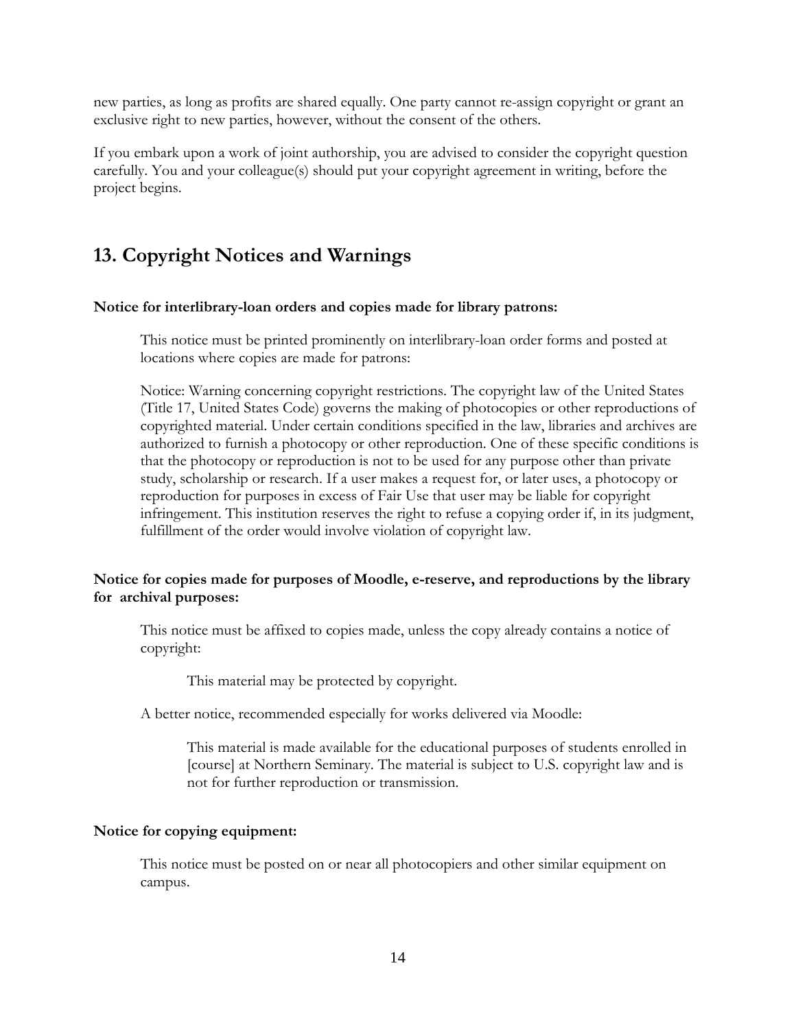new parties, as long as profits are shared equally. One party cannot re-assign copyright or grant an exclusive right to new parties, however, without the consent of the others.

If you embark upon a work of joint authorship, you are advised to consider the copyright question carefully. You and your colleague(s) should put your copyright agreement in writing, before the project begins.

## 13. Copyright Notices and Warnings

**Notice for interlibrary-loan orders and copies made for library patrons:**

> This notice must be printed prominently on interlibrary-loan order forms and posted at locations where copies are made for patrons:
>
> Notice: Warning concerning copyright restrictions. The copyright law of the United States (Title 17, United States Code) governs the making of photocopies or other reproductions of copyrighted material. Under certain conditions specified in the law, libraries and archives are authorized to furnish a photocopy or other reproduction. One of these specific conditions is that the photocopy or reproduction is not to be used for any purpose other than private study, scholarship or research. If a user makes a request for, or later uses, a photocopy or reproduction for purposes in excess of Fair Use that user may be liable for copyright infringement. This institution reserves the right to refuse a copying order if, in its judgment, fulfillment of the order would involve violation of copyright law.

**Notice for copies made for purposes of Moodle, e-reserve, and reproductions by the library for archival purposes:**

> This notice must be affixed to copies made, unless the copy already contains a notice of copyright:
>
>> This material may be protected by copyright.
>
> A better notice, recommended especially for works delivered via Moodle:
>
>> This material is made available for the educational purposes of students enrolled in [course] at Northern Seminary. The material is subject to U.S. copyright law and is not for further reproduction or transmission.

**Notice for copying equipment:**

> This notice must be posted on or near all photocopiers and other similar equipment on campus.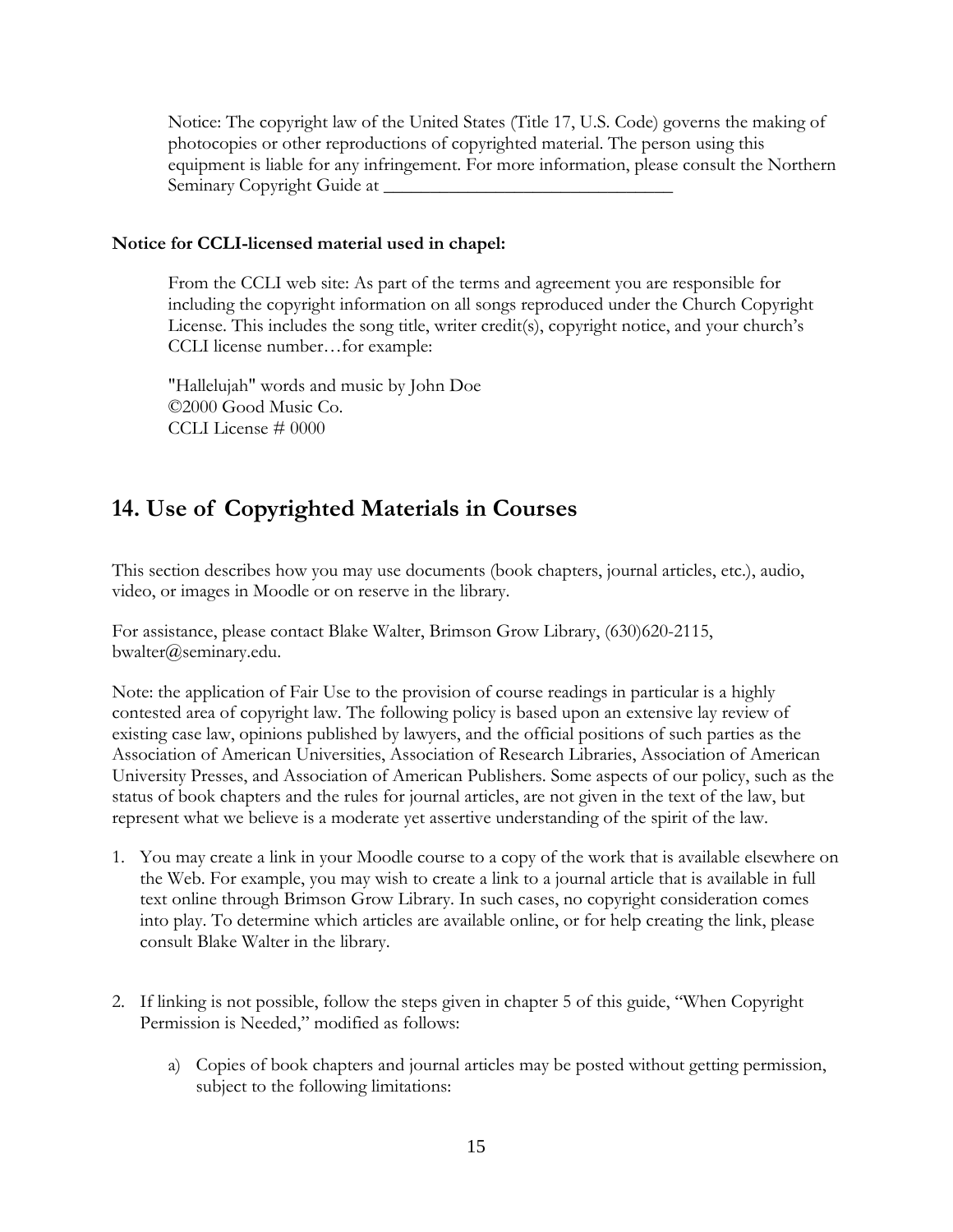Notice: The copyright law of the United States (Title 17, U.S. Code) governs the making of photocopies or other reproductions of copyrighted material. The person using this equipment is liable for any infringement. For more information, please consult the Northern Seminary Copyright Guide at _______________________________

**Notice for CCLI-licensed material used in chapel:**

From the CCLI web site: As part of the terms and agreement you are responsible for including the copyright information on all songs reproduced under the Church Copyright License. This includes the song title, writer credit(s), copyright notice, and your church's CCLI license number…for example:

"Hallelujah" words and music by John Doe
©2000 Good Music Co.
CCLI License # 0000

## 14. Use of Copyrighted Materials in Courses

This section describes how you may use documents (book chapters, journal articles, etc.), audio, video, or images in Moodle or on reserve in the library.

For assistance, please contact Blake Walter, Brimson Grow Library, (630)620-2115, bwalter@seminary.edu.

Note: the application of Fair Use to the provision of course readings in particular is a highly contested area of copyright law. The following policy is based upon an extensive lay review of existing case law, opinions published by lawyers, and the official positions of such parties as the Association of American Universities, Association of Research Libraries, Association of American University Presses, and Association of American Publishers. Some aspects of our policy, such as the status of book chapters and the rules for journal articles, are not given in the text of the law, but represent what we believe is a moderate yet assertive understanding of the spirit of the law.

1. You may create a link in your Moodle course to a copy of the work that is available elsewhere on the Web. For example, you may wish to create a link to a journal article that is available in full text online through Brimson Grow Library. In such cases, no copyright consideration comes into play. To determine which articles are available online, or for help creating the link, please consult Blake Walter in the library.

2. If linking is not possible, follow the steps given in chapter 5 of this guide, "When Copyright Permission is Needed," modified as follows:

   a) Copies of book chapters and journal articles may be posted without getting permission, subject to the following limitations: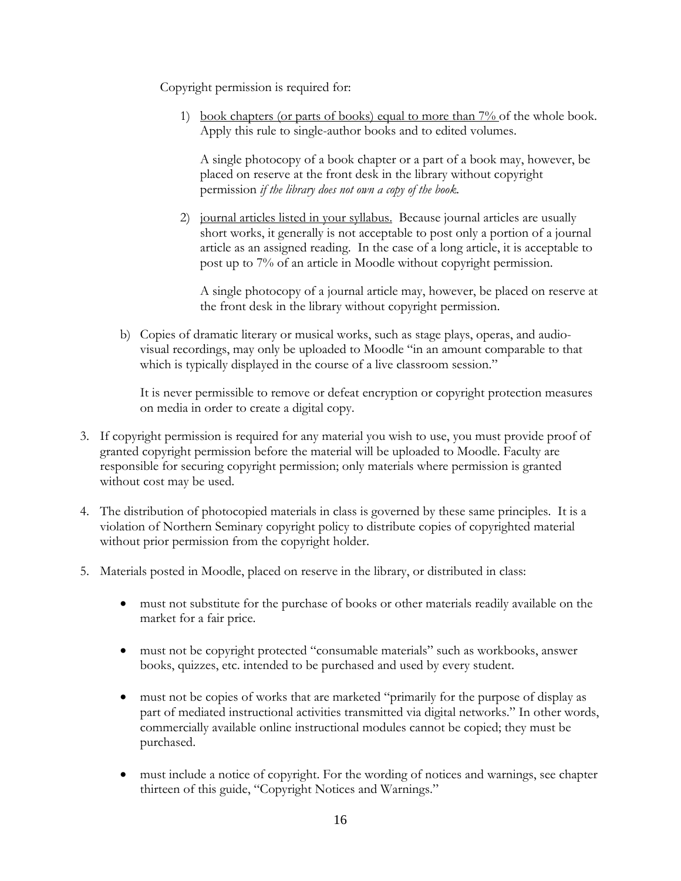Copyright permission is required for:

1) <u>book chapters (or parts of books) equal to more than 7%</u> of the whole book. Apply this rule to single-author books and to edited volumes.

   A single photocopy of a book chapter or a part of a book may, however, be placed on reserve at the front desk in the library without copyright permission *if the library does not own a copy of the book.*

2) <u>journal articles listed in your syllabus.</u> Because journal articles are usually short works, it generally is not acceptable to post only a portion of a journal article as an assigned reading. In the case of a long article, it is acceptable to post up to 7% of an article in Moodle without copyright permission.

   A single photocopy of a journal article may, however, be placed on reserve at the front desk in the library without copyright permission.

b) Copies of dramatic literary or musical works, such as stage plays, operas, and audio-visual recordings, may only be uploaded to Moodle "in an amount comparable to that which is typically displayed in the course of a live classroom session."

   It is never permissible to remove or defeat encryption or copyright protection measures on media in order to create a digital copy.

3. If copyright permission is required for any material you wish to use, you must provide proof of granted copyright permission before the material will be uploaded to Moodle. Faculty are responsible for securing copyright permission; only materials where permission is granted without cost may be used.

4. The distribution of photocopied materials in class is governed by these same principles. It is a violation of Northern Seminary copyright policy to distribute copies of copyrighted material without prior permission from the copyright holder.

5. Materials posted in Moodle, placed on reserve in the library, or distributed in class:

   - must not substitute for the purchase of books or other materials readily available on the market for a fair price.

   - must not be copyright protected "consumable materials" such as workbooks, answer books, quizzes, etc. intended to be purchased and used by every student.

   - must not be copies of works that are marketed "primarily for the purpose of display as part of mediated instructional activities transmitted via digital networks." In other words, commercially available online instructional modules cannot be copied; they must be purchased.

   - must include a notice of copyright. For the wording of notices and warnings, see chapter thirteen of this guide, "Copyright Notices and Warnings."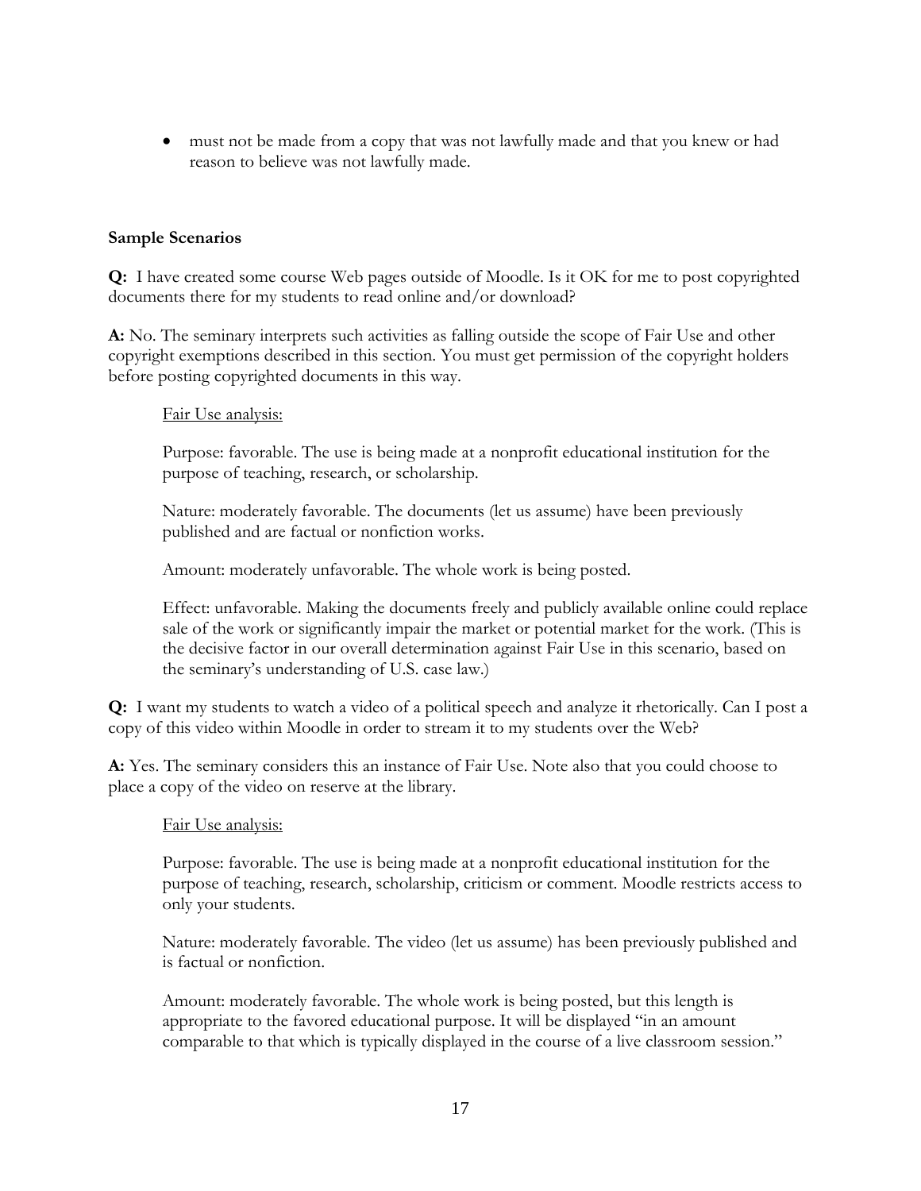- must not be made from a copy that was not lawfully made and that you knew or had reason to believe was not lawfully made.

**Sample Scenarios**

**Q:** I have created some course Web pages outside of Moodle. Is it OK for me to post copyrighted documents there for my students to read online and/or download?

**A:** No. The seminary interprets such activities as falling outside the scope of Fair Use and other copyright exemptions described in this section. You must get permission of the copyright holders before posting copyrighted documents in this way.

> Fair Use analysis:
>
> Purpose: favorable. The use is being made at a nonprofit educational institution for the purpose of teaching, research, or scholarship.
>
> Nature: moderately favorable. The documents (let us assume) have been previously published and are factual or nonfiction works.
>
> Amount: moderately unfavorable. The whole work is being posted.
>
> Effect: unfavorable. Making the documents freely and publicly available online could replace sale of the work or significantly impair the market or potential market for the work. (This is the decisive factor in our overall determination against Fair Use in this scenario, based on the seminary's understanding of U.S. case law.)

**Q:** I want my students to watch a video of a political speech and analyze it rhetorically. Can I post a copy of this video within Moodle in order to stream it to my students over the Web?

**A:** Yes. The seminary considers this an instance of Fair Use. Note also that you could choose to place a copy of the video on reserve at the library.

> Fair Use analysis:
>
> Purpose: favorable. The use is being made at a nonprofit educational institution for the purpose of teaching, research, scholarship, criticism or comment. Moodle restricts access to only your students.
>
> Nature: moderately favorable. The video (let us assume) has been previously published and is factual or nonfiction.
>
> Amount: moderately favorable. The whole work is being posted, but this length is appropriate to the favored educational purpose. It will be displayed "in an amount comparable to that which is typically displayed in the course of a live classroom session."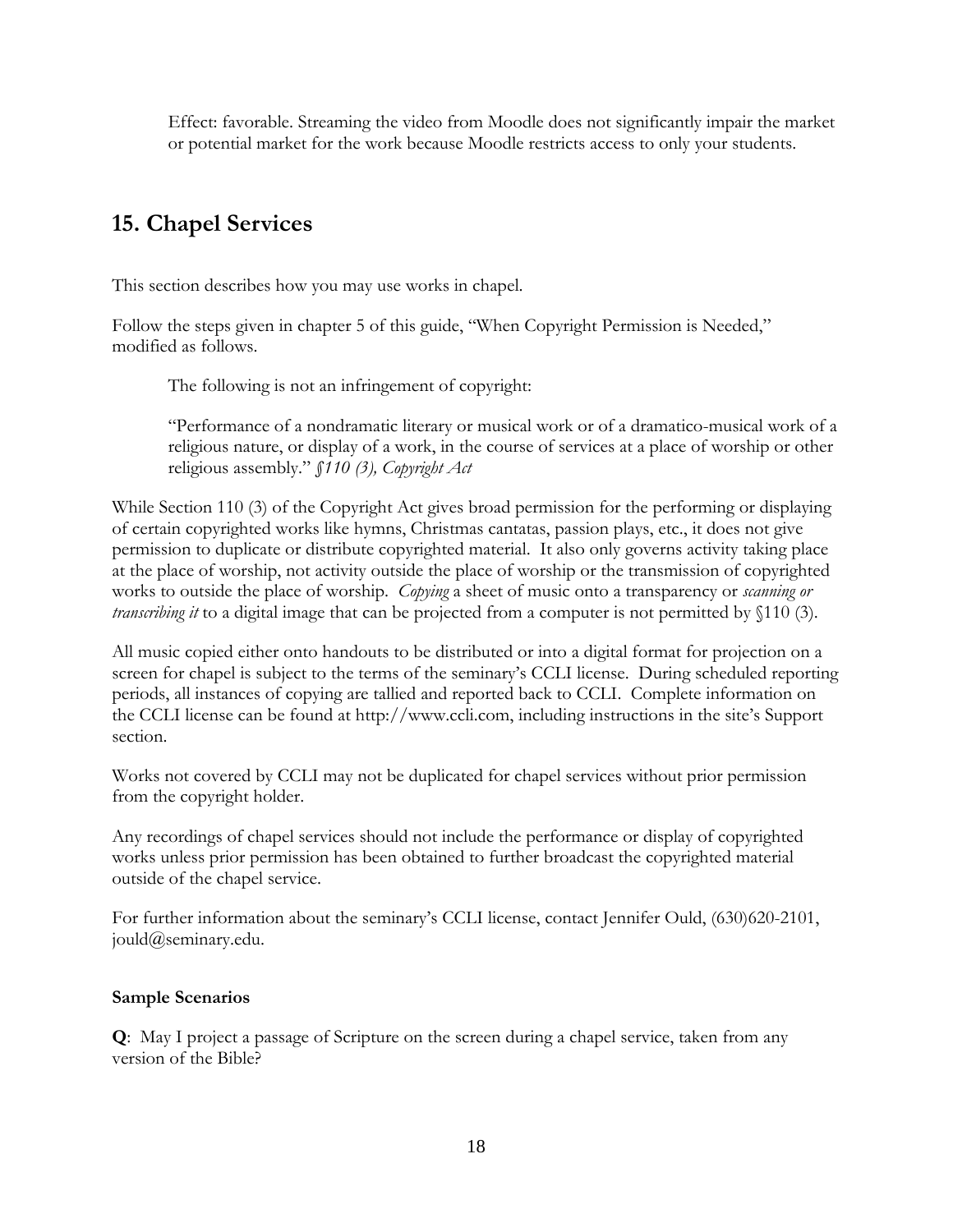Effect: favorable. Streaming the video from Moodle does not significantly impair the market or potential market for the work because Moodle restricts access to only your students.

## 15. Chapel Services

This section describes how you may use works in chapel.

Follow the steps given in chapter 5 of this guide, "When Copyright Permission is Needed," modified as follows.

> The following is not an infringement of copyright:
>
> "Performance of a nondramatic literary or musical work or of a dramatico-musical work of a religious nature, or display of a work, in the course of services at a place of worship or other religious assembly." *§110 (3), Copyright Act*

While Section 110 (3) of the Copyright Act gives broad permission for the performing or displaying of certain copyrighted works like hymns, Christmas cantatas, passion plays, etc., it does not give permission to duplicate or distribute copyrighted material. It also only governs activity taking place at the place of worship, not activity outside the place of worship or the transmission of copyrighted works to outside the place of worship. *Copying* a sheet of music onto a transparency or *scanning or transcribing it* to a digital image that can be projected from a computer is not permitted by §110 (3).

All music copied either onto handouts to be distributed or into a digital format for projection on a screen for chapel is subject to the terms of the seminary's CCLI license. During scheduled reporting periods, all instances of copying are tallied and reported back to CCLI. Complete information on the CCLI license can be found at http://www.ccli.com, including instructions in the site's Support section.

Works not covered by CCLI may not be duplicated for chapel services without prior permission from the copyright holder.

Any recordings of chapel services should not include the performance or display of copyrighted works unless prior permission has been obtained to further broadcast the copyrighted material outside of the chapel service.

For further information about the seminary's CCLI license, contact Jennifer Ould, (630)620-2101, jould@seminary.edu.

**Sample Scenarios**

**Q**: May I project a passage of Scripture on the screen during a chapel service, taken from any version of the Bible?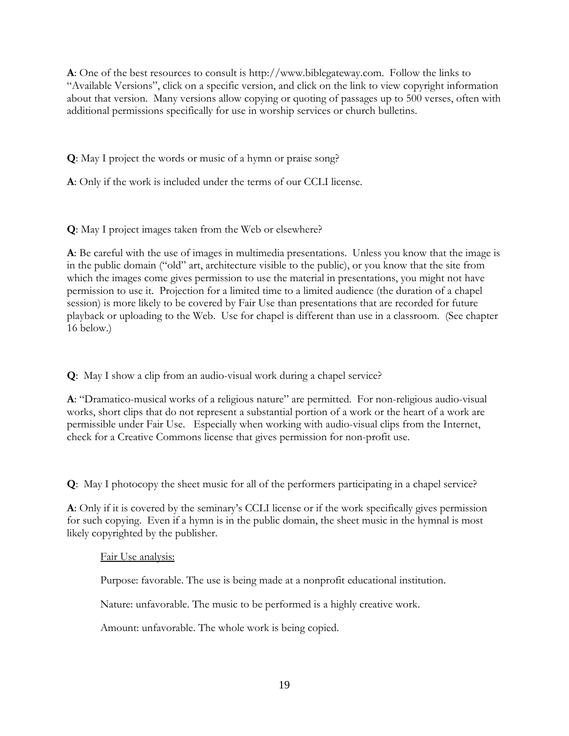**A**: One of the best resources to consult is http://www.biblegateway.com. Follow the links to "Available Versions", click on a specific version, and click on the link to view copyright information about that version. Many versions allow copying or quoting of passages up to 500 verses, often with additional permissions specifically for use in worship services or church bulletins.

**Q**: May I project the words or music of a hymn or praise song?

**A**: Only if the work is included under the terms of our CCLI license.

**Q**: May I project images taken from the Web or elsewhere?

**A**: Be careful with the use of images in multimedia presentations. Unless you know that the image is in the public domain ("old" art, architecture visible to the public), or you know that the site from which the images come gives permission to use the material in presentations, you might not have permission to use it. Projection for a limited time to a limited audience (the duration of a chapel session) is more likely to be covered by Fair Use than presentations that are recorded for future playback or uploading to the Web. Use for chapel is different than use in a classroom. (See chapter 16 below.)

**Q**: May I show a clip from an audio-visual work during a chapel service?

**A**: "Dramatico-musical works of a religious nature" are permitted. For non-religious audio-visual works, short clips that do not represent a substantial portion of a work or the heart of a work are permissible under Fair Use. Especially when working with audio-visual clips from the Internet, check for a Creative Commons license that gives permission for non-profit use.

**Q**: May I photocopy the sheet music for all of the performers participating in a chapel service?

**A**: Only if it is covered by the seminary's CCLI license or if the work specifically gives permission for such copying. Even if a hymn is in the public domain, the sheet music in the hymnal is most likely copyrighted by the publisher.

> <u>Fair Use analysis:</u>
>
> Purpose: favorable. The use is being made at a nonprofit educational institution.
>
> Nature: unfavorable. The music to be performed is a highly creative work.
>
> Amount: unfavorable. The whole work is being copied.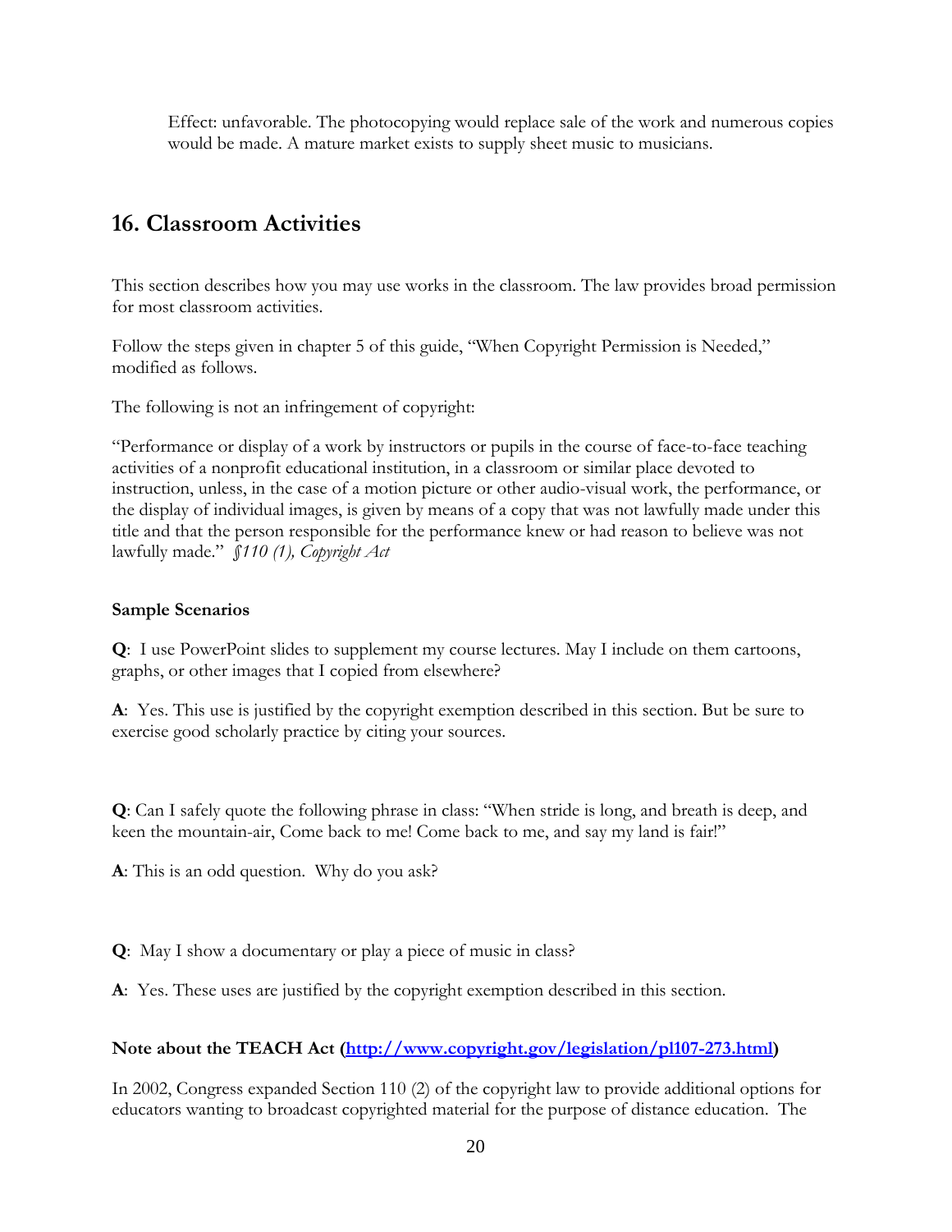Effect: unfavorable. The photocopying would replace sale of the work and numerous copies would be made. A mature market exists to supply sheet music to musicians.

## 16. Classroom Activities

This section describes how you may use works in the classroom. The law provides broad permission for most classroom activities.

Follow the steps given in chapter 5 of this guide, "When Copyright Permission is Needed," modified as follows.

The following is not an infringement of copyright:

"Performance or display of a work by instructors or pupils in the course of face-to-face teaching activities of a nonprofit educational institution, in a classroom or similar place devoted to instruction, unless, in the case of a motion picture or other audio-visual work, the performance, or the display of individual images, is given by means of a copy that was not lawfully made under this title and that the person responsible for the performance knew or had reason to believe was not lawfully made." *§110 (1), Copyright Act*

### Sample Scenarios

**Q**: I use PowerPoint slides to supplement my course lectures. May I include on them cartoons, graphs, or other images that I copied from elsewhere?

**A**: Yes. This use is justified by the copyright exemption described in this section. But be sure to exercise good scholarly practice by citing your sources.

**Q**: Can I safely quote the following phrase in class: "When stride is long, and breath is deep, and keen the mountain-air, Come back to me! Come back to me, and say my land is fair!"

**A**: This is an odd question. Why do you ask?

**Q**: May I show a documentary or play a piece of music in class?

**A**: Yes. These uses are justified by the copyright exemption described in this section.

**Note about the TEACH Act ([http://www.copyright.gov/legislation/pl107-273.html](http://www.copyright.gov/legislation/pl107-273.html))**

In 2002, Congress expanded Section 110 (2) of the copyright law to provide additional options for educators wanting to broadcast copyrighted material for the purpose of distance education. The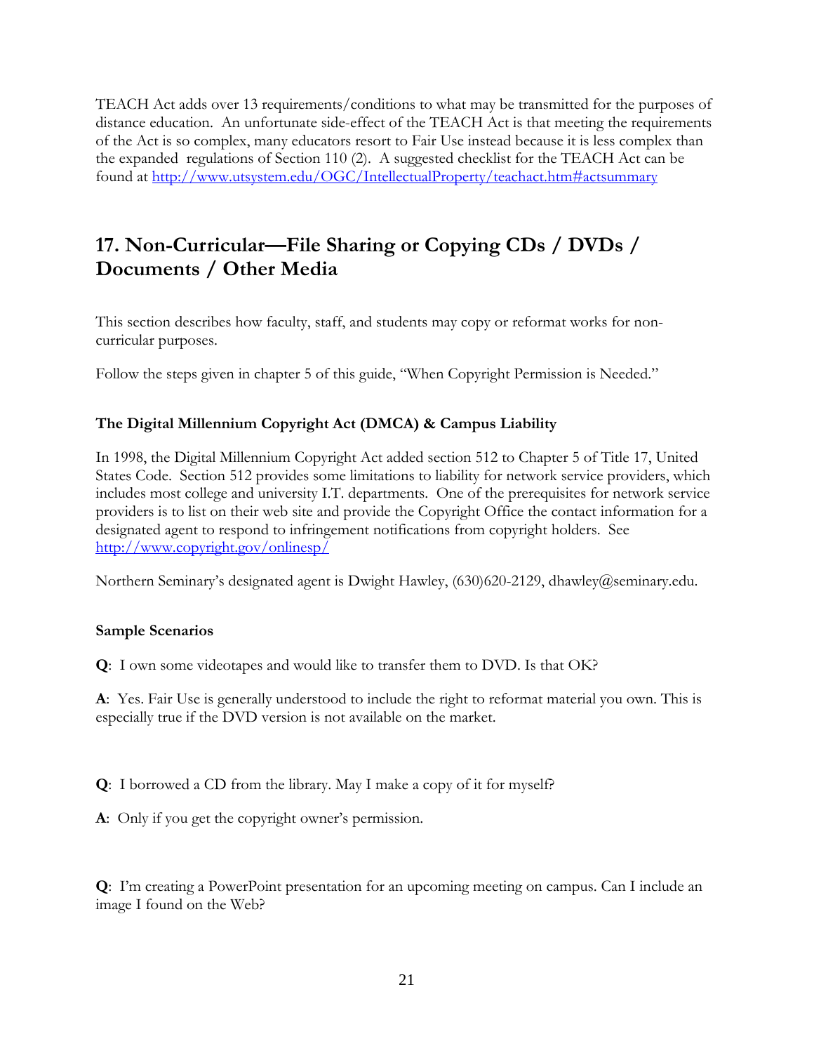TEACH Act adds over 13 requirements/conditions to what may be transmitted for the purposes of distance education. An unfortunate side-effect of the TEACH Act is that meeting the requirements of the Act is so complex, many educators resort to Fair Use instead because it is less complex than the expanded regulations of Section 110 (2). A suggested checklist for the TEACH Act can be found at http://www.utsystem.edu/OGC/IntellectualProperty/teachact.htm#actsummary

## 17. Non-Curricular—File Sharing or Copying CDs / DVDs / Documents / Other Media

This section describes how faculty, staff, and students may copy or reformat works for non-curricular purposes.

Follow the steps given in chapter 5 of this guide, "When Copyright Permission is Needed."

### The Digital Millennium Copyright Act (DMCA) & Campus Liability

In 1998, the Digital Millennium Copyright Act added section 512 to Chapter 5 of Title 17, United States Code. Section 512 provides some limitations to liability for network service providers, which includes most college and university I.T. departments. One of the prerequisites for network service providers is to list on their web site and provide the Copyright Office the contact information for a designated agent to respond to infringement notifications from copyright holders. See http://www.copyright.gov/onlinesp/

Northern Seminary's designated agent is Dwight Hawley, (630)620-2129, dhawley@seminary.edu.

### Sample Scenarios

**Q**: I own some videotapes and would like to transfer them to DVD. Is that OK?

**A**: Yes. Fair Use is generally understood to include the right to reformat material you own. This is especially true if the DVD version is not available on the market.

**Q**: I borrowed a CD from the library. May I make a copy of it for myself?

**A**: Only if you get the copyright owner's permission.

**Q**: I'm creating a PowerPoint presentation for an upcoming meeting on campus. Can I include an image I found on the Web?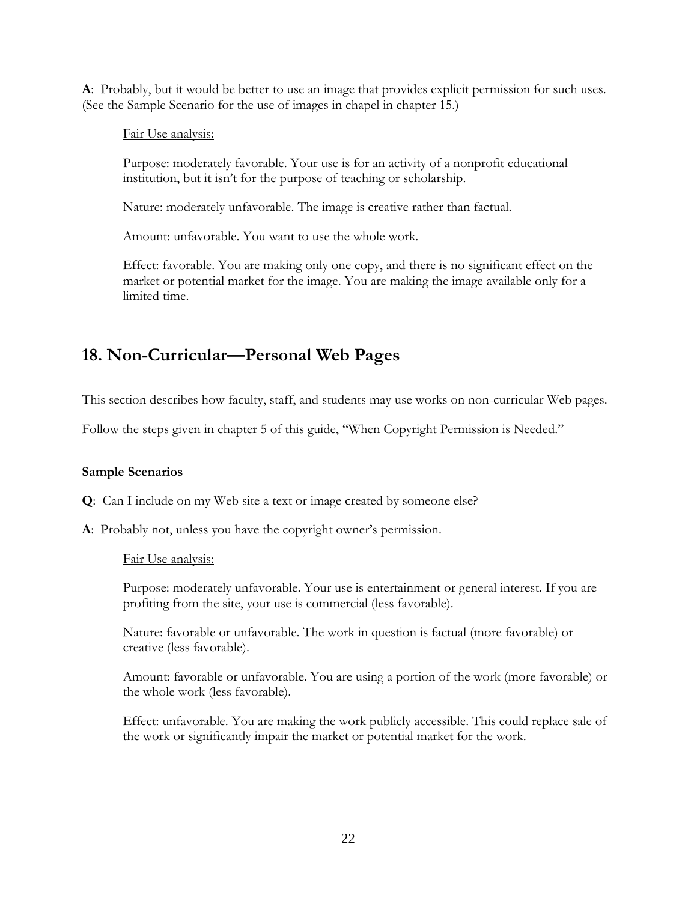**A**: Probably, but it would be better to use an image that provides explicit permission for such uses. (See the Sample Scenario for the use of images in chapel in chapter 15.)

> Fair Use analysis:
>
> Purpose: moderately favorable. Your use is for an activity of a nonprofit educational institution, but it isn't for the purpose of teaching or scholarship.
>
> Nature: moderately unfavorable. The image is creative rather than factual.
>
> Amount: unfavorable. You want to use the whole work.
>
> Effect: favorable. You are making only one copy, and there is no significant effect on the market or potential market for the image. You are making the image available only for a limited time.

## 18. Non-Curricular—Personal Web Pages

This section describes how faculty, staff, and students may use works on non-curricular Web pages.

Follow the steps given in chapter 5 of this guide, "When Copyright Permission is Needed."

### Sample Scenarios

**Q**: Can I include on my Web site a text or image created by someone else?

**A**: Probably not, unless you have the copyright owner's permission.

> Fair Use analysis:
>
> Purpose: moderately unfavorable. Your use is entertainment or general interest. If you are profiting from the site, your use is commercial (less favorable).
>
> Nature: favorable or unfavorable. The work in question is factual (more favorable) or creative (less favorable).
>
> Amount: favorable or unfavorable. You are using a portion of the work (more favorable) or the whole work (less favorable).
>
> Effect: unfavorable. You are making the work publicly accessible. This could replace sale of the work or significantly impair the market or potential market for the work.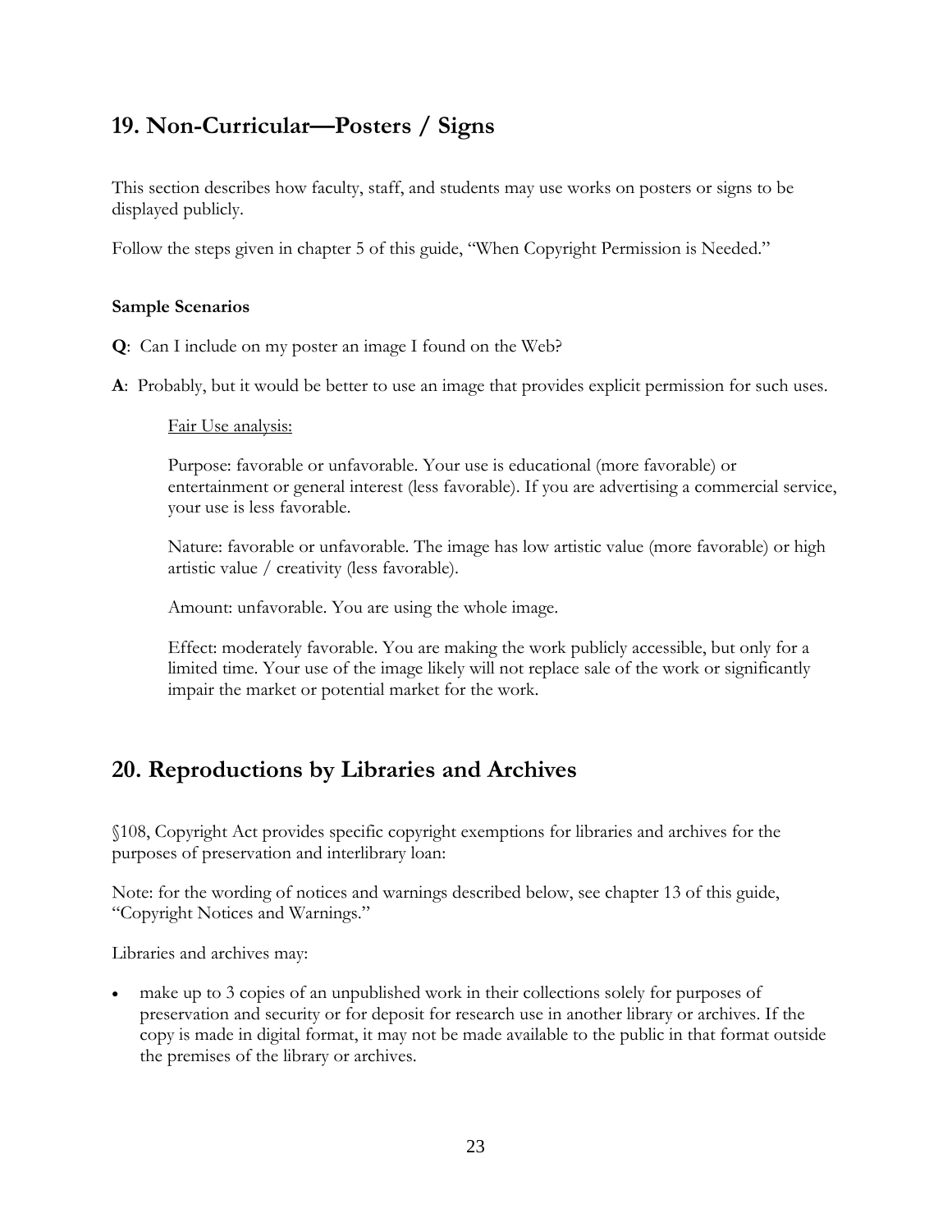## 19. Non-Curricular—Posters / Signs

This section describes how faculty, staff, and students may use works on posters or signs to be displayed publicly.

Follow the steps given in chapter 5 of this guide, "When Copyright Permission is Needed."

#### Sample Scenarios

**Q**: Can I include on my poster an image I found on the Web?

**A**: Probably, but it would be better to use an image that provides explicit permission for such uses.

> Fair Use analysis:
>
> Purpose: favorable or unfavorable. Your use is educational (more favorable) or entertainment or general interest (less favorable). If you are advertising a commercial service, your use is less favorable.
>
> Nature: favorable or unfavorable. The image has low artistic value (more favorable) or high artistic value / creativity (less favorable).
>
> Amount: unfavorable. You are using the whole image.
>
> Effect: moderately favorable. You are making the work publicly accessible, but only for a limited time. Your use of the image likely will not replace sale of the work or significantly impair the market or potential market for the work.

## 20. Reproductions by Libraries and Archives

§108, Copyright Act provides specific copyright exemptions for libraries and archives for the purposes of preservation and interlibrary loan:

Note: for the wording of notices and warnings described below, see chapter 13 of this guide, "Copyright Notices and Warnings."

Libraries and archives may:

- make up to 3 copies of an unpublished work in their collections solely for purposes of preservation and security or for deposit for research use in another library or archives. If the copy is made in digital format, it may not be made available to the public in that format outside the premises of the library or archives.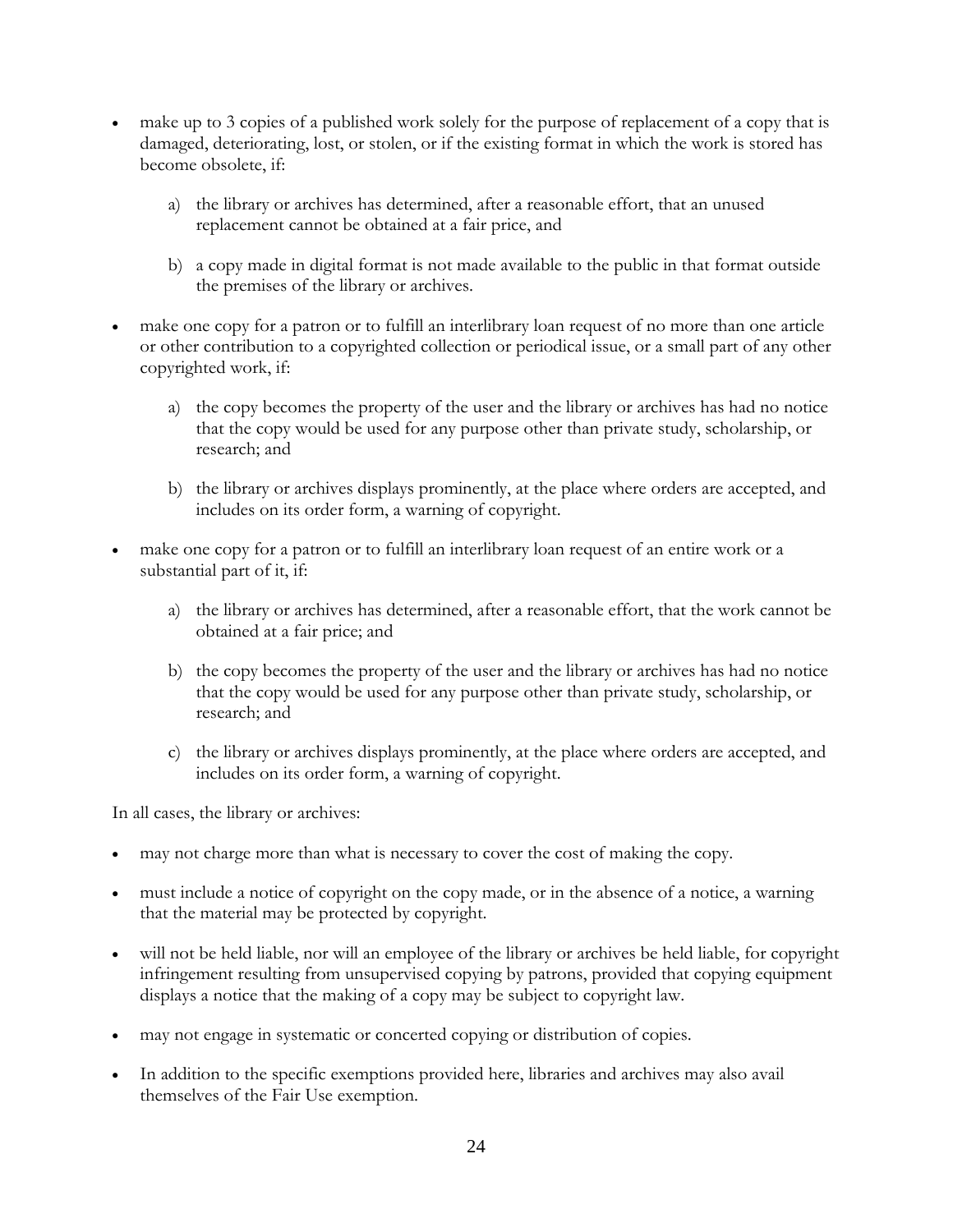- make up to 3 copies of a published work solely for the purpose of replacement of a copy that is damaged, deteriorating, lost, or stolen, or if the existing format in which the work is stored has become obsolete, if:

    a) the library or archives has determined, after a reasonable effort, that an unused replacement cannot be obtained at a fair price, and

    b) a copy made in digital format is not made available to the public in that format outside the premises of the library or archives.

- make one copy for a patron or to fulfill an interlibrary loan request of no more than one article or other contribution to a copyrighted collection or periodical issue, or a small part of any other copyrighted work, if:

    a) the copy becomes the property of the user and the library or archives has had no notice that the copy would be used for any purpose other than private study, scholarship, or research; and

    b) the library or archives displays prominently, at the place where orders are accepted, and includes on its order form, a warning of copyright.

- make one copy for a patron or to fulfill an interlibrary loan request of an entire work or a substantial part of it, if:

    a) the library or archives has determined, after a reasonable effort, that the work cannot be obtained at a fair price; and

    b) the copy becomes the property of the user and the library or archives has had no notice that the copy would be used for any purpose other than private study, scholarship, or research; and

    c) the library or archives displays prominently, at the place where orders are accepted, and includes on its order form, a warning of copyright.

In all cases, the library or archives:

- may not charge more than what is necessary to cover the cost of making the copy.
- must include a notice of copyright on the copy made, or in the absence of a notice, a warning that the material may be protected by copyright.
- will not be held liable, nor will an employee of the library or archives be held liable, for copyright infringement resulting from unsupervised copying by patrons, provided that copying equipment displays a notice that the making of a copy may be subject to copyright law.
- may not engage in systematic or concerted copying or distribution of copies.
- In addition to the specific exemptions provided here, libraries and archives may also avail themselves of the Fair Use exemption.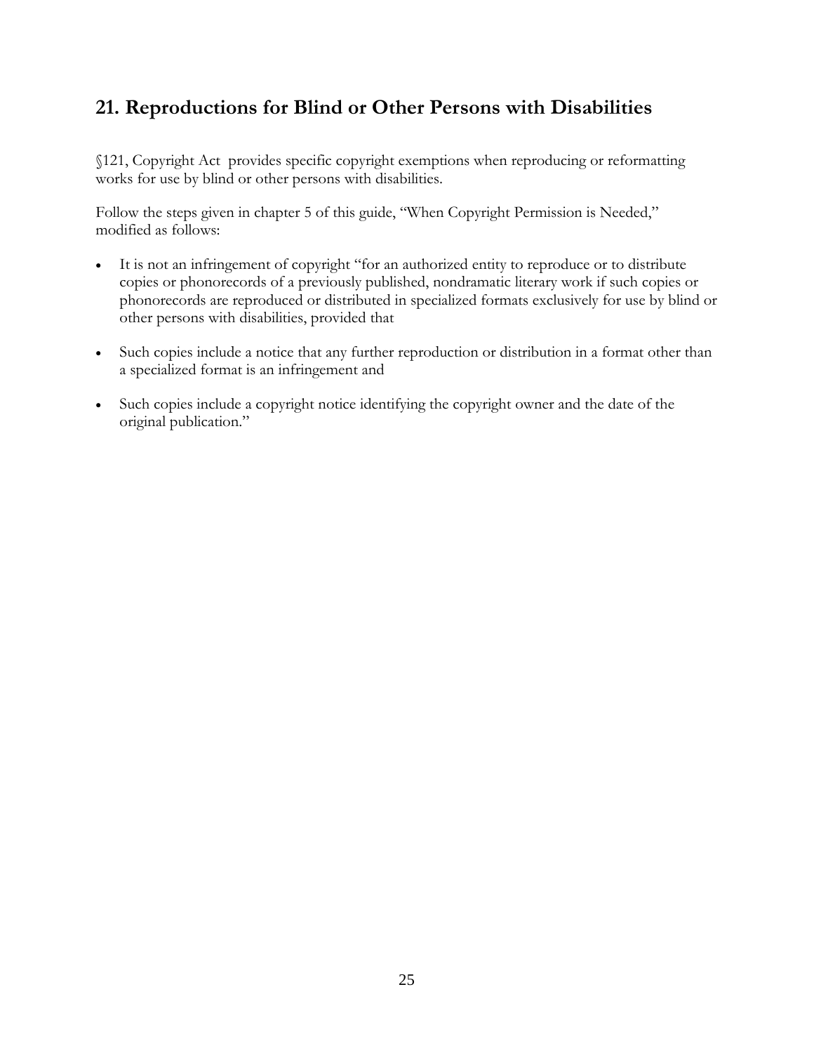## 21. Reproductions for Blind or Other Persons with Disabilities

§121, Copyright Act provides specific copyright exemptions when reproducing or reformatting works for use by blind or other persons with disabilities.

Follow the steps given in chapter 5 of this guide, "When Copyright Permission is Needed," modified as follows:

- It is not an infringement of copyright "for an authorized entity to reproduce or to distribute copies or phonorecords of a previously published, nondramatic literary work if such copies or phonorecords are reproduced or distributed in specialized formats exclusively for use by blind or other persons with disabilities, provided that
- Such copies include a notice that any further reproduction or distribution in a format other than a specialized format is an infringement and
- Such copies include a copyright notice identifying the copyright owner and the date of the original publication."